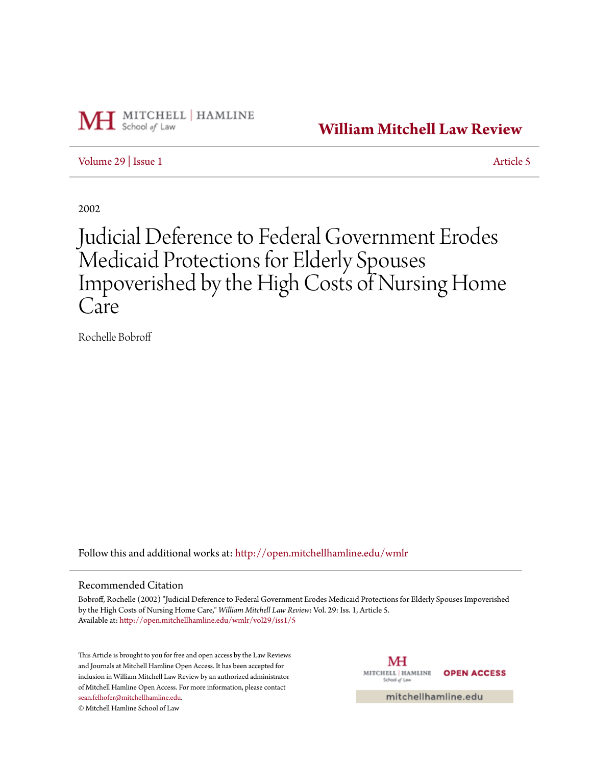Mitchell | Hamline School of Law

# William Mitchell Law Review

Volume 29 | Issue 1 Article 5

2002

# Judicial Deference to Federal Government Erodes Medicaid Protections for Elderly Spouses Impoverished by the High Costs of Nursing Home Care

Rochelle Bobroff

Follow this and additional works at: http://open.mitchellhamline.edu/wmlr

## Recommended Citation

Bobroff, Rochelle (2002) "Judicial Deference to Federal Government Erodes Medicaid Protections for Elderly Spouses Impoverished by the High Costs of Nursing Home Care," *William Mitchell Law Review*: Vol. 29: Iss. 1, Article 5.
Available at: http://open.mitchellhamline.edu/wmlr/vol29/iss1/5

This Article is brought to you for free and open access by the Law Reviews and Journals at Mitchell Hamline Open Access. It has been accepted for inclusion in William Mitchell Law Review by an authorized administrator of Mitchell Hamline Open Access. For more information, please contact sean.felhofer@mitchellhamline.edu.
© Mitchell Hamline School of Law

Mitchell | Hamline School of Law OPEN ACCESS

mitchellhamline.edu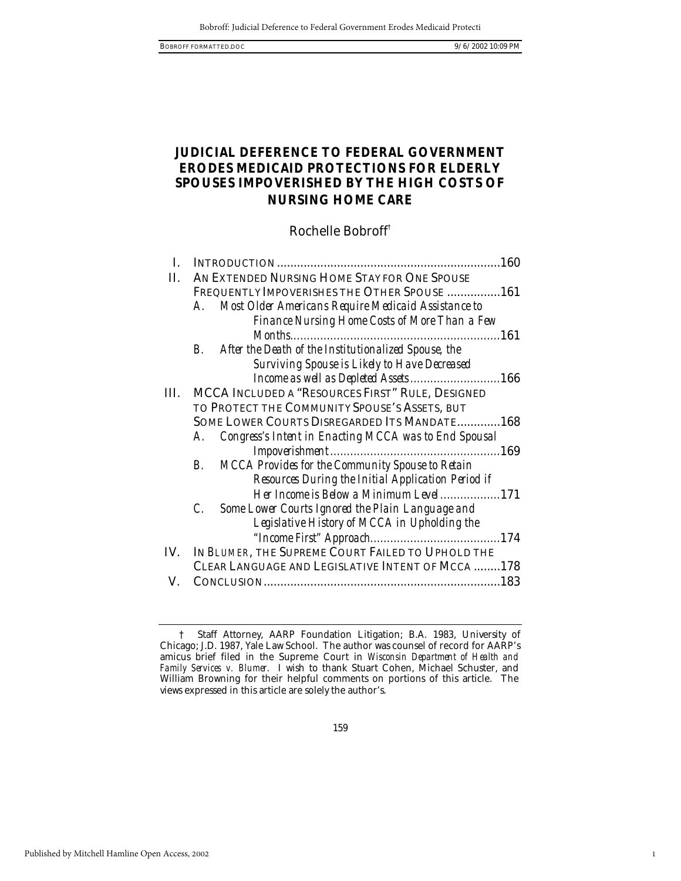# JUDICIAL DEFERENCE TO FEDERAL GOVERNMENT ERODES MEDICAID PROTECTIONS FOR ELDERLY SPOUSES IMPOVERISHED BY THE HIGH COSTS OF NURSING HOME CARE

Rochelle Bobroff[†]

I. INTRODUCTION ....................................................................160

II. AN EXTENDED NURSING HOME STAY FOR ONE SPOUSE FREQUENTLY IMPOVERISHES THE OTHER SPOUSE ................161

   A. *Most Older Americans Require Medicaid Assistance to Finance Nursing Home Costs of More Than a Few Months*..............................................................161

   B. *After the Death of the Institutionalized Spouse, the Surviving Spouse is Likely to Have Decreased Income as well as Depleted Assets*...........................166

III. MCCA INCLUDED A "RESOURCES FIRST" RULE, DESIGNED TO PROTECT THE COMMUNITY SPOUSE'S ASSETS, BUT SOME LOWER COURTS DISREGARDED ITS MANDATE.............168

   A. *Congress's Intent in Enacting MCCA was to End Spousal Impoverishment*..................................................169

   B. *MCCA Provides for the Community Spouse to Retain Resources During the Initial Application Period if Her Income is Below a Minimum Level*..................171

   C. *Some Lower Courts Ignored the Plain Language and Legislative History of MCCA in Upholding the "Income First" Approach*.......................................174

IV. IN *BLUMER*, THE SUPREME COURT FAILED TO UPHOLD THE CLEAR LANGUAGE AND LEGISLATIVE INTENT OF MCCA ........178

V. CONCLUSION.......................................................................183

† Staff Attorney, AARP Foundation Litigation; B.A. 1983, University of Chicago; J.D. 1987, Yale Law School. The author was counsel of record for AARP's amicus brief filed in the Supreme Court in *Wisconsin Department of Health and Family Services v. Blumer*. I wish to thank Stuart Cohen, Michael Schuster, and William Browning for their helpful comments on portions of this article. The views expressed in this article are solely the author's.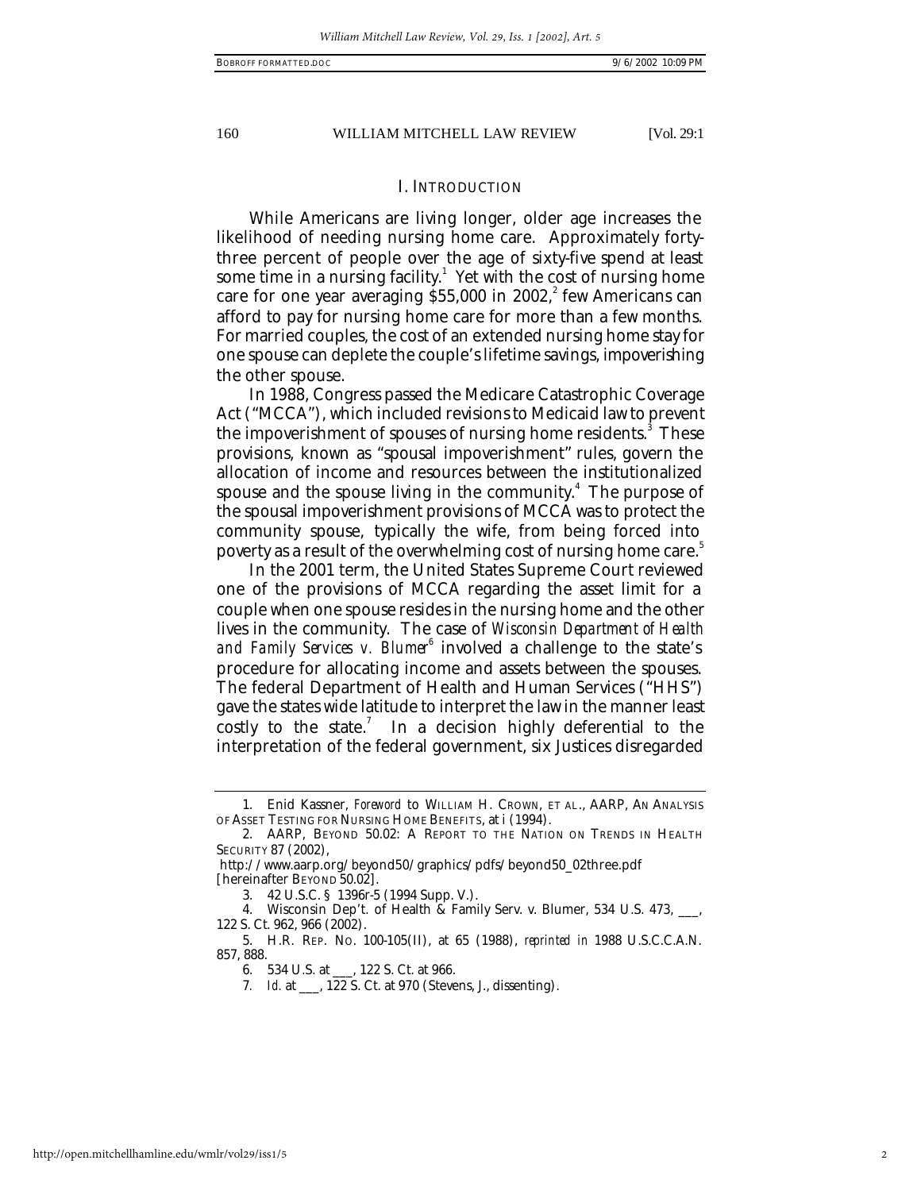## I. INTRODUCTION

While Americans are living longer, older age increases the likelihood of needing nursing home care. Approximately forty-three percent of people over the age of sixty-five spend at least some time in a nursing facility.[1] Yet with the cost of nursing home care for one year averaging $55,000 in 2002,[2] few Americans can afford to pay for nursing home care for more than a few months. For married couples, the cost of an extended nursing home stay for one spouse can deplete the couple's lifetime savings, impoverishing the other spouse.

In 1988, Congress passed the Medicare Catastrophic Coverage Act ("MCCA"), which included revisions to Medicaid law to prevent the impoverishment of spouses of nursing home residents.[3] These provisions, known as "spousal impoverishment" rules, govern the allocation of income and resources between the institutionalized spouse and the spouse living in the community.[4] The purpose of the spousal impoverishment provisions of MCCA was to protect the community spouse, typically the wife, from being forced into poverty as a result of the overwhelming cost of nursing home care.[5]

In the 2001 term, the United States Supreme Court reviewed one of the provisions of MCCA regarding the asset limit for a couple when one spouse resides in the nursing home and the other lives in the community. The case of *Wisconsin Department of Health and Family Services v. Blumer*[6] involved a challenge to the state's procedure for allocating income and assets between the spouses. The federal Department of Health and Human Services ("HHS") gave the states wide latitude to interpret the law in the manner least costly to the state.[7] In a decision highly deferential to the interpretation of the federal government, six Justices disregarded

---

1. Enid Kassner, *Foreword* to WILLIAM H. CROWN, ET AL., AARP, AN ANALYSIS OF ASSET TESTING FOR NURSING HOME BENEFITS, at i (1994).
2. AARP, BEYOND 50.02: A REPORT TO THE NATION ON TRENDS IN HEALTH SECURITY 87 (2002), http://www.aarp.org/beyond50/graphics/pdfs/beyond50_02three.pdf [hereinafter BEYOND 50.02].
3. 42 U.S.C. § 1396r-5 (1994 Supp. V.).
4. Wisconsin Dep't. of Health & Family Serv. v. Blumer, 534 U.S. 473, ___, 122 S. Ct. 962, 966 (2002).
5. H.R. REP. NO. 100-105(II), at 65 (1988), *reprinted in* 1988 U.S.C.C.A.N. 857, 888.
6. 534 U.S. at ___, 122 S. Ct. at 966.
7. *Id.* at ___, 122 S. Ct. at 970 (Stevens, J., dissenting).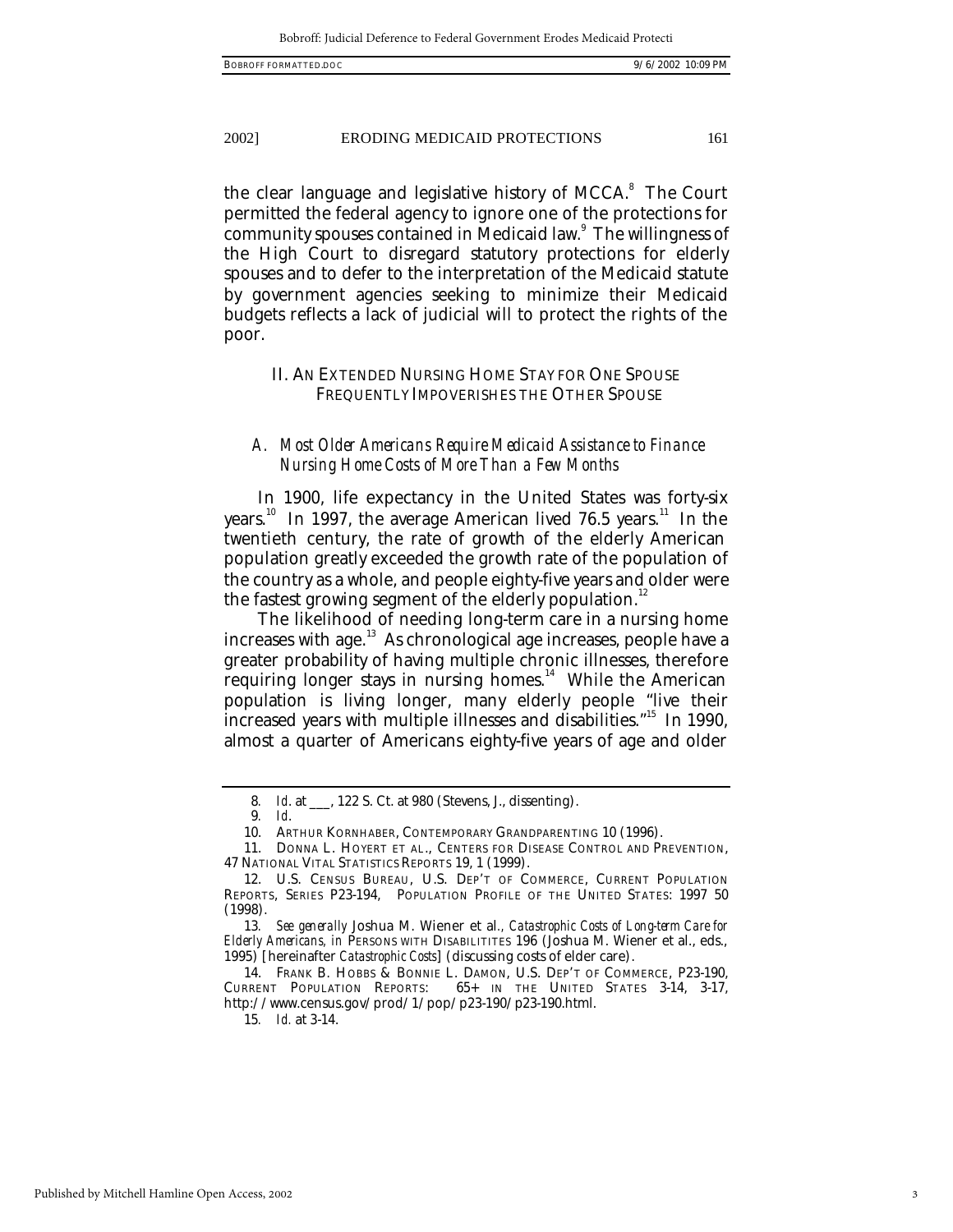the clear language and legislative history of MCCA.[8] The Court permitted the federal agency to ignore one of the protections for community spouses contained in Medicaid law.[9] The willingness of the High Court to disregard statutory protections for elderly spouses and to defer to the interpretation of the Medicaid statute by government agencies seeking to minimize their Medicaid budgets reflects a lack of judicial will to protect the rights of the poor.

## II. AN EXTENDED NURSING HOME STAY FOR ONE SPOUSE FREQUENTLY IMPOVERISHES THE OTHER SPOUSE

### *A. Most Older Americans Require Medicaid Assistance to Finance Nursing Home Costs of More Than a Few Months*

In 1900, life expectancy in the United States was forty-six years.[10] In 1997, the average American lived 76.5 years.[11] In the twentieth century, the rate of growth of the elderly American population greatly exceeded the growth rate of the population of the country as a whole, and people eighty-five years and older were the fastest growing segment of the elderly population.[12]

The likelihood of needing long-term care in a nursing home increases with age.[13] As chronological age increases, people have a greater probability of having multiple chronic illnesses, therefore requiring longer stays in nursing homes.[14] While the American population is living longer, many elderly people "live their increased years with multiple illnesses and disabilities."[15] In 1990, almost a quarter of Americans eighty-five years of age and older

---

8. *Id.* at \_\_\_, 122 S. Ct. at 980 (Stevens, J., dissenting).

9. *Id.*

10. ARTHUR KORNHABER, CONTEMPORARY GRANDPARENTING 10 (1996).

11. DONNA L. HOYERT ET AL., CENTERS FOR DISEASE CONTROL AND PREVENTION, 47 NATIONAL VITAL STATISTICS REPORTS 19, 1 (1999).

12. U.S. CENSUS BUREAU, U.S. DEP'T OF COMMERCE, CURRENT POPULATION REPORTS, SERIES P23-194, POPULATION PROFILE OF THE UNITED STATES: 1997 50 (1998).

13. *See generally* Joshua M. Wiener et al., *Catastrophic Costs of Long-term Care for Elderly Americans*, *in* PERSONS WITH DISABILITITES 196 (Joshua M. Wiener et al., eds., 1995) [hereinafter *Catastrophic Costs*] (discussing costs of elder care).

14. FRANK B. HOBBS & BONNIE L. DAMON, U.S. DEP'T OF COMMERCE, P23-190, CURRENT POPULATION REPORTS: 65+ IN THE UNITED STATES 3-14, 3-17, http://www.census.gov/prod/1/pop/p23-190/p23-190.html.

15. *Id.* at 3-14.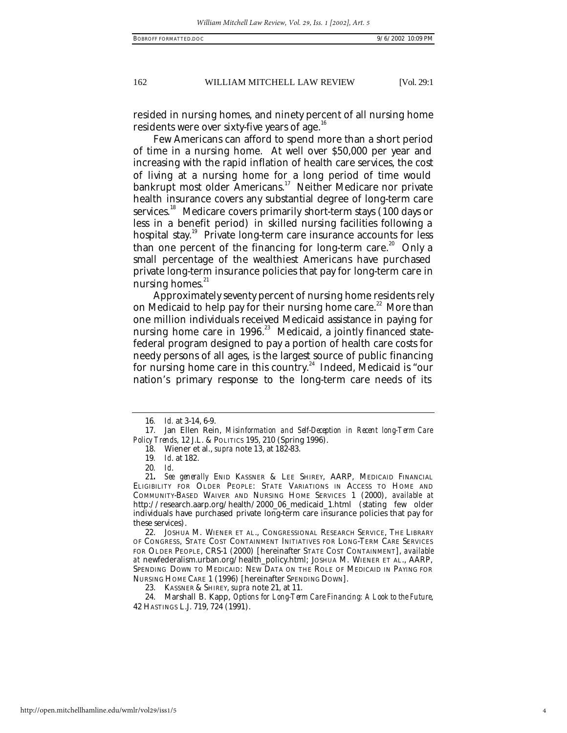resided in nursing homes, and ninety percent of all nursing home residents were over sixty-five years of age.[16]

Few Americans can afford to spend more than a short period of time in a nursing home. At well over $50,000 per year and increasing with the rapid inflation of health care services, the cost of living at a nursing home for a long period of time would bankrupt most older Americans.[17] Neither Medicare nor private health insurance covers any substantial degree of long-term care services.[18] Medicare covers primarily short-term stays (100 days or less in a benefit period) in skilled nursing facilities following a hospital stay.[19] Private long-term care insurance accounts for less than one percent of the financing for long-term care.[20] Only a small percentage of the wealthiest Americans have purchased private long-term insurance policies that pay for long-term care in nursing homes.[21]

Approximately seventy percent of nursing home residents rely on Medicaid to help pay for their nursing home care.[22] More than one million individuals received Medicaid assistance in paying for nursing home care in 1996.[23] Medicaid, a jointly financed state-federal program designed to pay a portion of health care costs for needy persons of all ages, is the largest source of public financing for nursing home care in this country.[24] Indeed, Medicaid is "our nation's primary response to the long-term care needs of its

---

16. *Id.* at 3-14, 6-9.

17. Jan Ellen Rein, *Misinformation and Self-Deception in Recent long-Term Care Policy Trends,* 12 J.L. & POLITICS 195, 210 (Spring 1996).

18. Wiener et al., *supra* note 13, at 182-83.

19. *Id.* at 182.

20. *Id.*

21. *See generally* ENID KASSNER & LEE SHIREY, AARP, MEDICAID FINANCIAL ELIGIBILITY FOR OLDER PEOPLE: STATE VARIATIONS IN ACCESS TO HOME AND COMMUNITY-BASED WAIVER AND NURSING HOME SERVICES 1 (2000), *available at* http://research.aarp.org/health/2000_06_medicaid_1.html (stating few older individuals have purchased private long-term care insurance policies that pay for these services).

22. JOSHUA M. WIENER ET AL., CONGRESSIONAL RESEARCH SERVICE, THE LIBRARY OF CONGRESS, STATE COST CONTAINMENT INITIATIVES FOR LONG-TERM CARE SERVICES FOR OLDER PEOPLE, CRS-1 (2000) [hereinafter STATE COST CONTAINMENT], *available at* newfederalism.urban.org/health_policy.html; JOSHUA M. WIENER ET AL., AARP, SPENDING DOWN TO MEDICAID: NEW DATA ON THE ROLE OF MEDICAID IN PAYING FOR NURSING HOME CARE 1 (1996) [hereinafter SPENDING DOWN].

23. KASSNER & SHIREY, *supra* note 21, at 11.

24. Marshall B. Kapp, *Options for Long-Term Care Financing: A Look to the Future*, 42 HASTINGS L.J. 719, 724 (1991).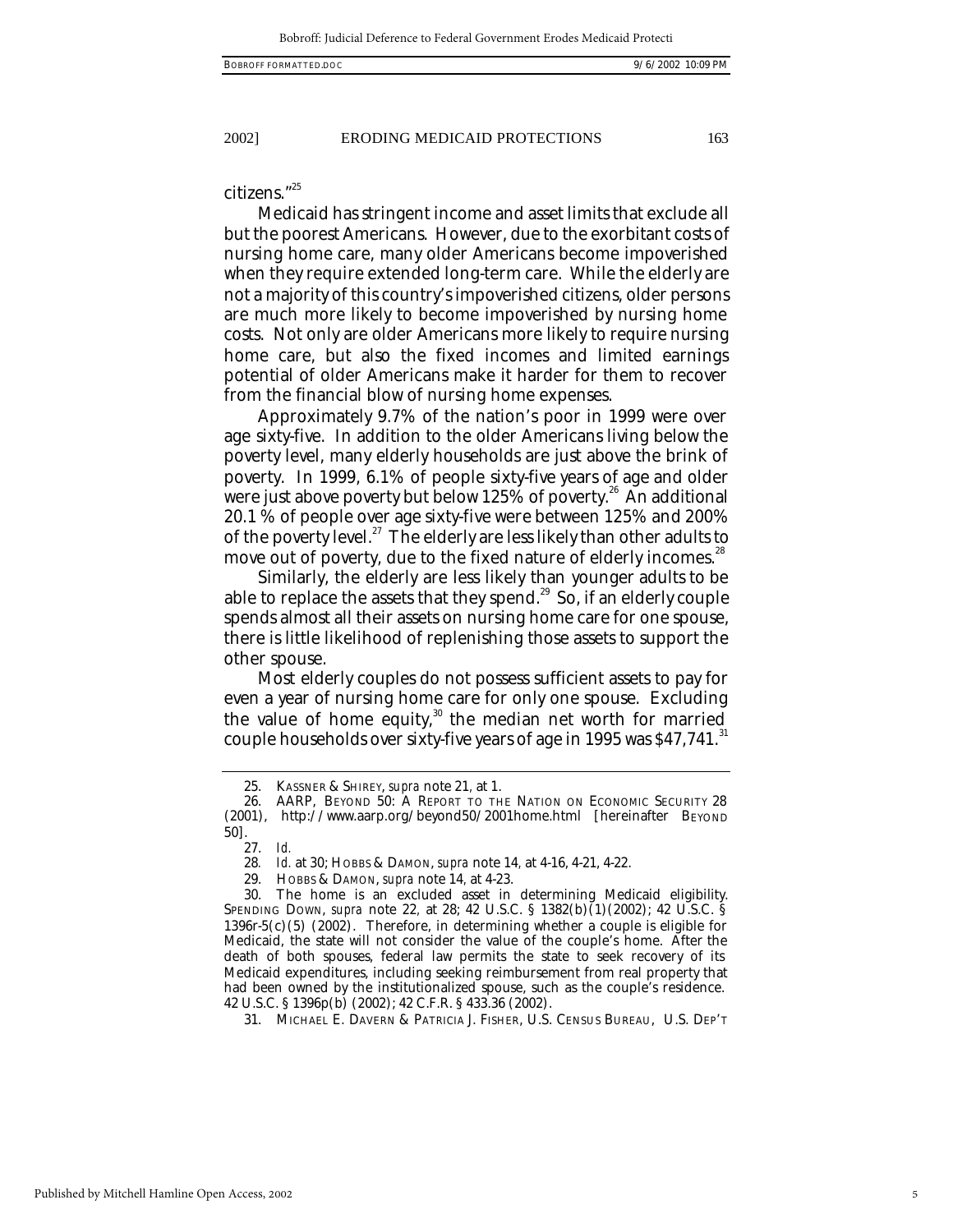citizens."[25]

Medicaid has stringent income and asset limits that exclude all but the poorest Americans. However, due to the exorbitant costs of nursing home care, many older Americans become impoverished when they require extended long-term care. While the elderly are not a majority of this country's impoverished citizens, older persons are much more likely to become impoverished by nursing home costs. Not only are older Americans more likely to require nursing home care, but also the fixed incomes and limited earnings potential of older Americans make it harder for them to recover from the financial blow of nursing home expenses.

Approximately 9.7% of the nation's poor in 1999 were over age sixty-five. In addition to the older Americans living below the poverty level, many elderly households are just above the brink of poverty. In 1999, 6.1% of people sixty-five years of age and older were just above poverty but below 125% of poverty.[26] An additional 20.1 % of people over age sixty-five were between 125% and 200% of the poverty level.[27] The elderly are less likely than other adults to move out of poverty, due to the fixed nature of elderly incomes.[28]

Similarly, the elderly are less likely than younger adults to be able to replace the assets that they spend.[29] So, if an elderly couple spends almost all their assets on nursing home care for one spouse, there is little likelihood of replenishing those assets to support the other spouse.

Most elderly couples do not possess sufficient assets to pay for even a year of nursing home care for only one spouse. Excluding the value of home equity,[30] the median net worth for married couple households over sixty-five years of age in 1995 was $47,741.[31]

---

25. KASSNER & SHIREY, *supra* note 21, at 1.

26. AARP, BEYOND 50: A REPORT TO THE NATION ON ECONOMIC SECURITY 28 (2001), http://www.aarp.org/beyond50/2001home.html [hereinafter BEYOND 50].

27. *Id.*

28. *Id.* at 30; HOBBS & DAMON, *supra* note 14, at 4-16, 4-21, 4-22.

29. HOBBS & DAMON, *supra* note 14, at 4-23.

30. The home is an excluded asset in determining Medicaid eligibility. SPENDING DOWN, *supra* note 22, at 28; 42 U.S.C. § 1382(b)(1)(2002); 42 U.S.C. § 1396r-5(c)(5) (2002). Therefore, in determining whether a couple is eligible for Medicaid, the state will not consider the value of the couple's home. After the death of both spouses, federal law permits the state to seek recovery of its Medicaid expenditures, including seeking reimbursement from real property that had been owned by the institutionalized spouse, such as the couple's residence. 42 U.S.C. § 1396p(b) (2002); 42 C.F.R. § 433.36 (2002).

31. MICHAEL E. DAVERN & PATRICIA J. FISHER, U.S. CENSUS BUREAU, U.S. DEP'T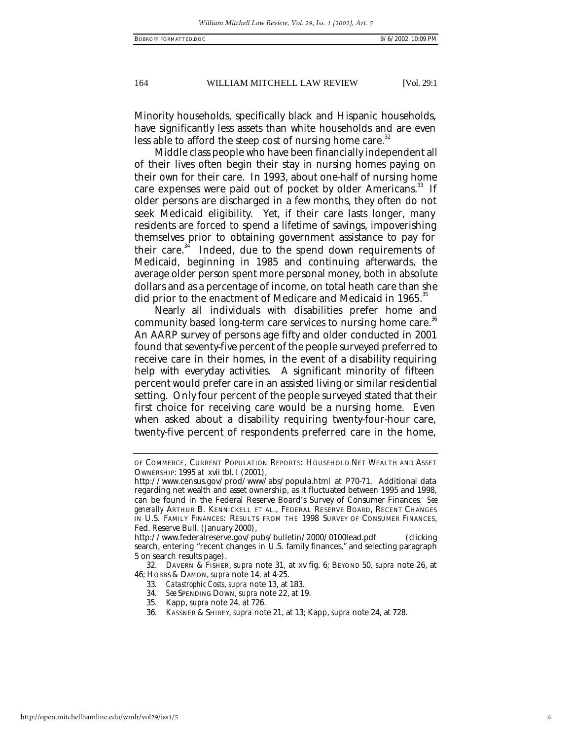Minority households, specifically black and Hispanic households, have significantly less assets than white households and are even less able to afford the steep cost of nursing home care.[32]

Middle class people who have been financially independent all of their lives often begin their stay in nursing homes paying on their own for their care. In 1993, about one-half of nursing home care expenses were paid out of pocket by older Americans.[33] If older persons are discharged in a few months, they often do not seek Medicaid eligibility. Yet, if their care lasts longer, many residents are forced to spend a lifetime of savings, impoverishing themselves prior to obtaining government assistance to pay for their care.[34] Indeed, due to the spend down requirements of Medicaid, beginning in 1985 and continuing afterwards, the average older person spent more personal money, both in absolute dollars and as a percentage of income, on total heath care than she did prior to the enactment of Medicare and Medicaid in 1965.[35]

Nearly all individuals with disabilities prefer home and community based long-term care services to nursing home care.[36] An AARP survey of persons age fifty and older conducted in 2001 found that seventy-five percent of the people surveyed preferred to receive care in their homes, in the event of a disability requiring help with everyday activities. A significant minority of fifteen percent would prefer care in an assisted living or similar residential setting. Only four percent of the people surveyed stated that their first choice for receiving care would be a nursing home. Even when asked about a disability requiring twenty-four-hour care, twenty-five percent of respondents preferred care in the home,

---

OF COMMERCE, CURRENT POPULATION REPORTS: HOUSEHOLD NET WEALTH AND ASSET OWNERSHIP: 1995 *at* xvii tbl. I (2001), http://www.census.gov/prod/www/abs/popula.html at P70-71. Additional data regarding net wealth and asset ownership, as it fluctuated between 1995 and 1998, can be found in the Federal Reserve Board's Survey of Consumer Finances. *See generally* ARTHUR B. KENNICKELL ET AL., FEDERAL RESERVE BOARD, RECENT CHANGES IN U.S. FAMILY FINANCES: RESULTS FROM THE 1998 SURVEY OF CONSUMER FINANCES, Fed. Reserve Bull. (January 2000), http://www.federalreserve.gov/pubs/bulletin/2000/0100lead.pdf (clicking search, entering "recent changes in U.S. family finances," and selecting paragraph 5 on search results page).

32. DAVERN & FISHER, *supra* note 31, at xv fig. 6; BEYOND 50, *supra* note 26, at 46; HOBBS & DAMON, *supra* note 14, at 4-25.

33. *Catastrophic Costs*, *supra* note 13, at 183.

34. *See* SPENDING DOWN, *supra* note 22, at 19.

35. Kapp, *supra* note 24, at 726.

36. KASSNER & SHIREY, *supra* note 21, at 13; Kapp, *supra* note 24, at 728.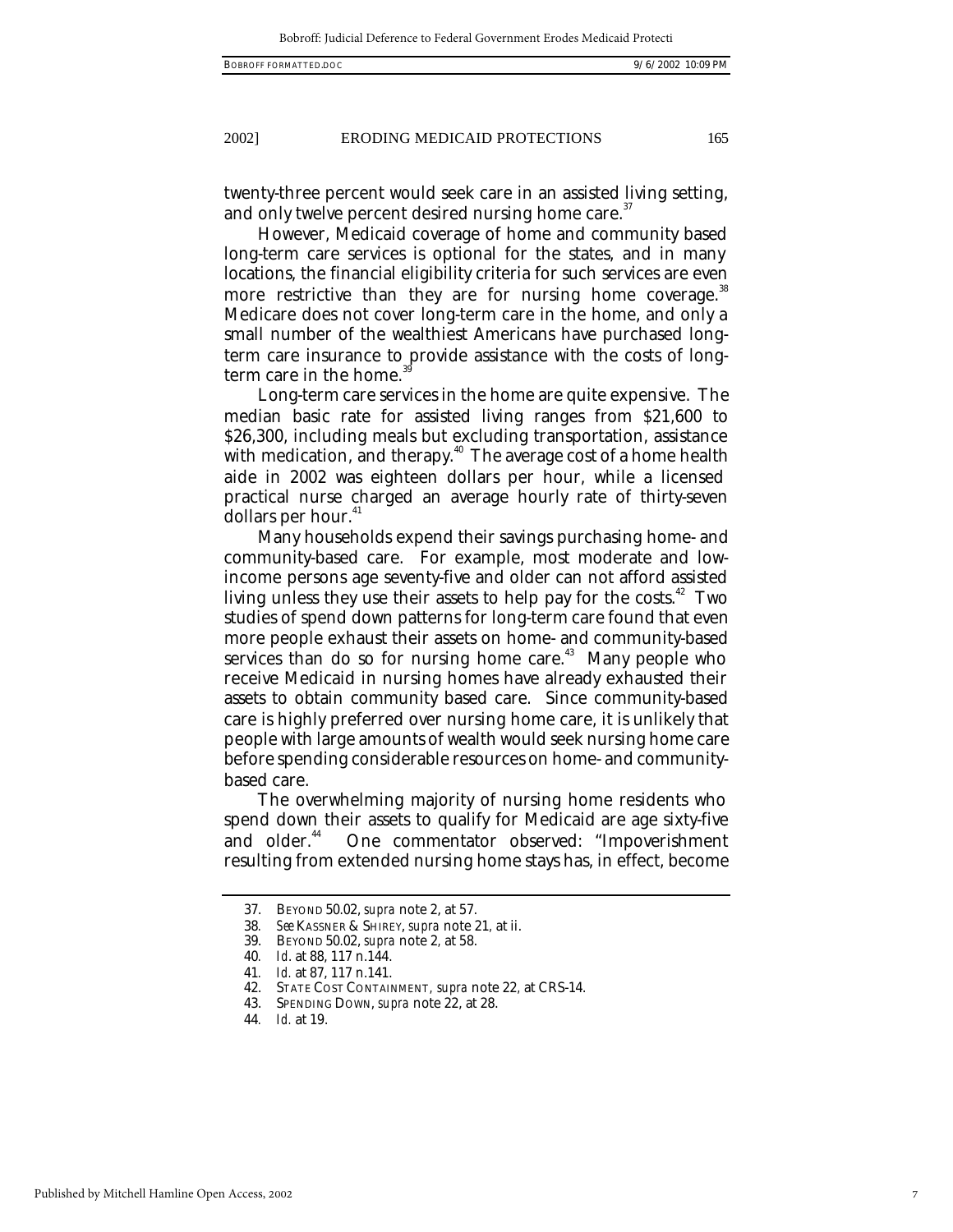twenty-three percent would seek care in an assisted living setting, and only twelve percent desired nursing home care.[37]

However, Medicaid coverage of home and community based long-term care services is optional for the states, and in many locations, the financial eligibility criteria for such services are even more restrictive than they are for nursing home coverage.[38] Medicare does not cover long-term care in the home, and only a small number of the wealthiest Americans have purchased long-term care insurance to provide assistance with the costs of long-term care in the home.[39]

Long-term care services in the home are quite expensive. The median basic rate for assisted living ranges from $21,600 to $26,300, including meals but excluding transportation, assistance with medication, and therapy.[40] The average cost of a home health aide in 2002 was eighteen dollars per hour, while a licensed practical nurse charged an average hourly rate of thirty-seven dollars per hour.[41]

Many households expend their savings purchasing home- and community-based care. For example, most moderate and low-income persons age seventy-five and older can not afford assisted living unless they use their assets to help pay for the costs.[42] Two studies of spend down patterns for long-term care found that even more people exhaust their assets on home- and community-based services than do so for nursing home care.[43] Many people who receive Medicaid in nursing homes have already exhausted their assets to obtain community based care. Since community-based care is highly preferred over nursing home care, it is unlikely that people with large amounts of wealth would seek nursing home care before spending considerable resources on home- and community-based care.

The overwhelming majority of nursing home residents who spend down their assets to qualify for Medicaid are age sixty-five and older.[44] One commentator observed: "Impoverishment resulting from extended nursing home stays has, in effect, become

---

37. BEYOND 50.02, *supra* note 2, at 57.
38. *See* KASSNER & SHIREY, *supra* note 21, at ii.
39. BEYOND 50.02, *supra* note 2, at 58.
40. *Id.* at 88, 117 n.144.
41. *Id.* at 87, 117 n.141.
42. STATE COST CONTAINMENT, *supra* note 22, at CRS-14.
43. SPENDING DOWN, *supra* note 22, at 28.
44. *Id.* at 19.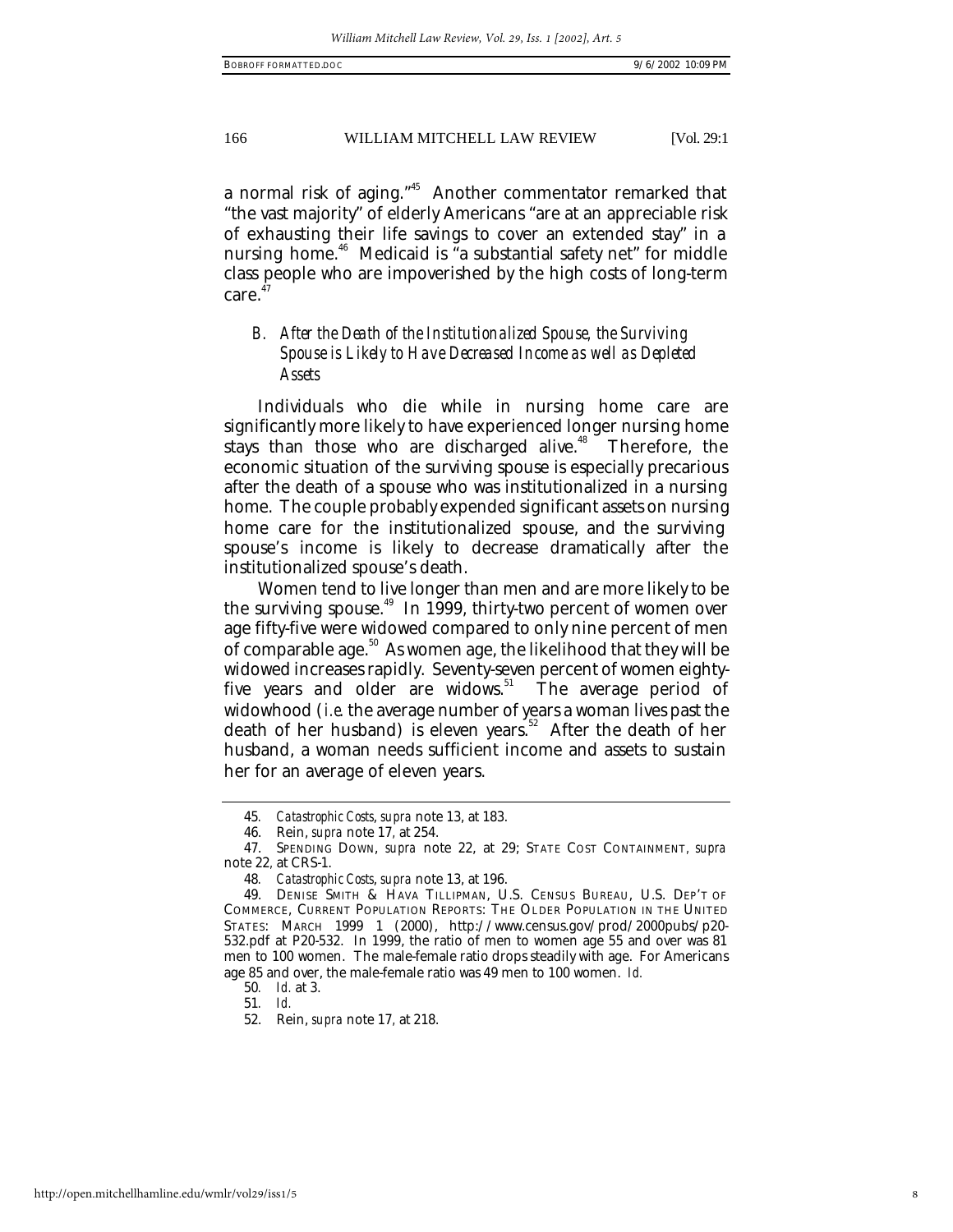a normal risk of aging."[45] Another commentator remarked that "the vast majority" of elderly Americans "are at an appreciable risk of exhausting their life savings to cover an extended stay" in a nursing home.[46] Medicaid is "a substantial safety net" for middle class people who are impoverished by the high costs of long-term care.[47]

### *B. After the Death of the Institutionalized Spouse, the Surviving Spouse is Likely to Have Decreased Income as well as Depleted Assets*

Individuals who die while in nursing home care are significantly more likely to have experienced longer nursing home stays than those who are discharged alive.[48] Therefore, the economic situation of the surviving spouse is especially precarious after the death of a spouse who was institutionalized in a nursing home. The couple probably expended significant assets on nursing home care for the institutionalized spouse, and the surviving spouse's income is likely to decrease dramatically after the institutionalized spouse's death.

Women tend to live longer than men and are more likely to be the surviving spouse.[49] In 1999, thirty-two percent of women over age fifty-five were widowed compared to only nine percent of men of comparable age.[50] As women age, the likelihood that they will be widowed increases rapidly. Seventy-seven percent of women eighty-five years and older are widows.[51] The average period of widowhood (*i.e.* the average number of years a woman lives past the death of her husband) is eleven years.[52] After the death of her husband, a woman needs sufficient income and assets to sustain her for an average of eleven years.

---

45. *Catastrophic Costs*, *supra* note 13, at 183.

46. Rein, *supra* note 17, at 254.

47. SPENDING DOWN, *supra* note 22, at 29; STATE COST CONTAINMENT, *supra* note 22, at CRS-1.

48. *Catastrophic Costs*, *supra* note 13, at 196.

49. DENISE SMITH & HAVA TILLIPMAN, U.S. CENSUS BUREAU, U.S. DEP'T OF COMMERCE, CURRENT POPULATION REPORTS: THE OLDER POPULATION IN THE UNITED STATES: MARCH 1999 1 (2000), http://www.census.gov/prod/2000pubs/p20-532.pdf at P20-532. In 1999, the ratio of men to women age 55 and over was 81 men to 100 women. The male-female ratio drops steadily with age. For Americans age 85 and over, the male-female ratio was 49 men to 100 women. *Id.*

50. *Id.* at 3.

51. *Id.*

52. Rein, *supra* note 17, at 218.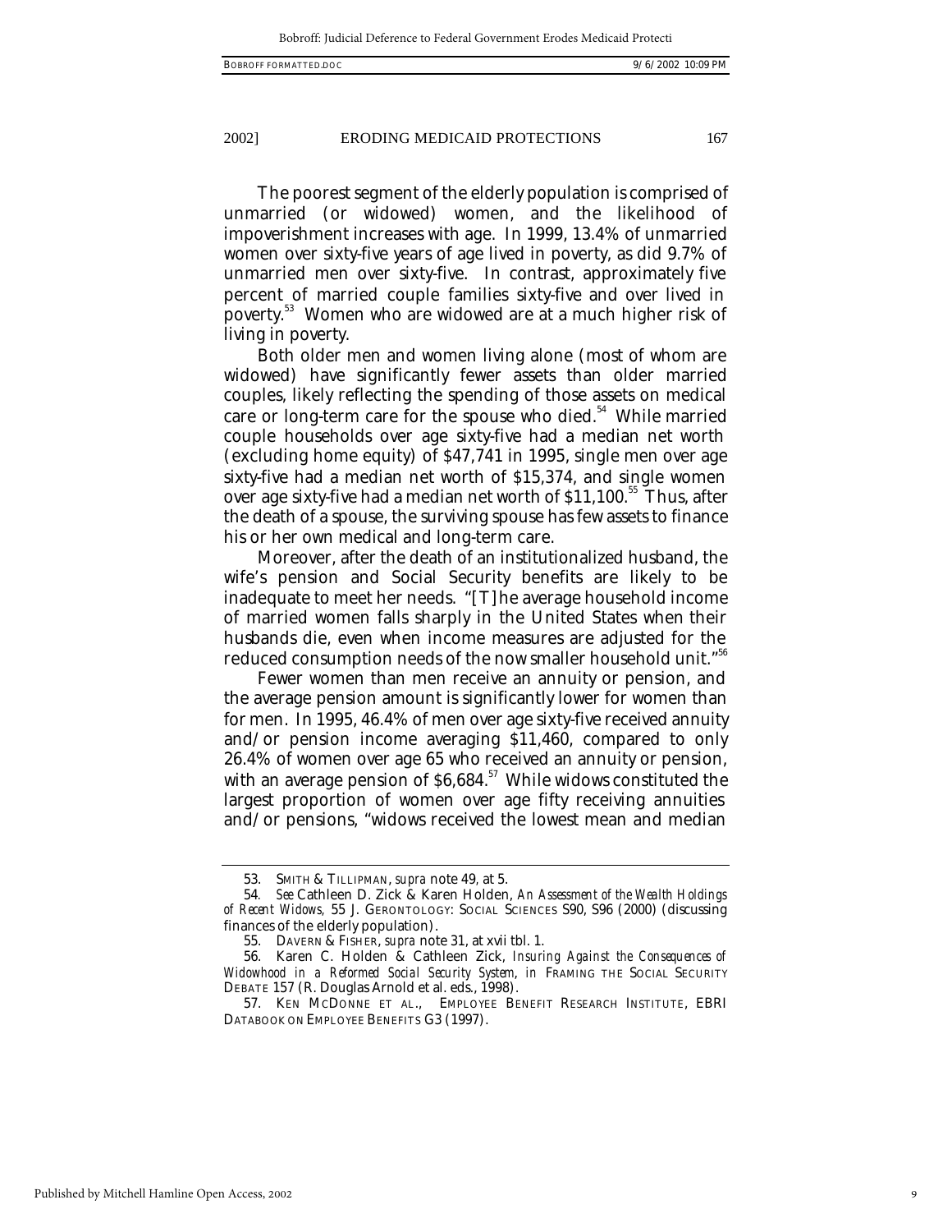The poorest segment of the elderly population is comprised of unmarried (or widowed) women, and the likelihood of impoverishment increases with age. In 1999, 13.4% of unmarried women over sixty-five years of age lived in poverty, as did 9.7% of unmarried men over sixty-five. In contrast, approximately five percent of married couple families sixty-five and over lived in poverty.[53] Women who are widowed are at a much higher risk of living in poverty.

Both older men and women living alone (most of whom are widowed) have significantly fewer assets than older married couples, likely reflecting the spending of those assets on medical care or long-term care for the spouse who died.[54] While married couple households over age sixty-five had a median net worth (excluding home equity) of $47,741 in 1995, single men over age sixty-five had a median net worth of $15,374, and single women over age sixty-five had a median net worth of $11,100.[55] Thus, after the death of a spouse, the surviving spouse has few assets to finance his or her own medical and long-term care.

Moreover, after the death of an institutionalized husband, the wife's pension and Social Security benefits are likely to be inadequate to meet her needs. "[T]he average household income of married women falls sharply in the United States when their husbands die, even when income measures are adjusted for the reduced consumption needs of the now smaller household unit."[56]

Fewer women than men receive an annuity or pension, and the average pension amount is significantly lower for women than for men. In 1995, 46.4% of men over age sixty-five received annuity and/or pension income averaging $11,460, compared to only 26.4% of women over age 65 who received an annuity or pension, with an average pension of $6,684.[57] While widows constituted the largest proportion of women over age fifty receiving annuities and/or pensions, "widows received the lowest mean and median

---

53. SMITH & TILLIPMAN, *supra* note 49, at 5.

54. *See* Cathleen D. Zick & Karen Holden, *An Assessment of the Wealth Holdings of Recent Widows*, 55 J. GERONTOLOGY: SOCIAL SCIENCES S90, S96 (2000) (discussing finances of the elderly population).

55. DAVERN & FISHER, *supra* note 31, at xvii tbl. 1.

56. Karen C. Holden & Cathleen Zick, *Insuring Against the Consequences of Widowhood in a Reformed Social Security System*, *in* FRAMING THE SOCIAL SECURITY DEBATE 157 (R. Douglas Arnold et al. eds., 1998).

57. KEN MCDONNE ET AL., EMPLOYEE BENEFIT RESEARCH INSTITUTE, EBRI DATABOOK ON EMPLOYEE BENEFITS G3 (1997).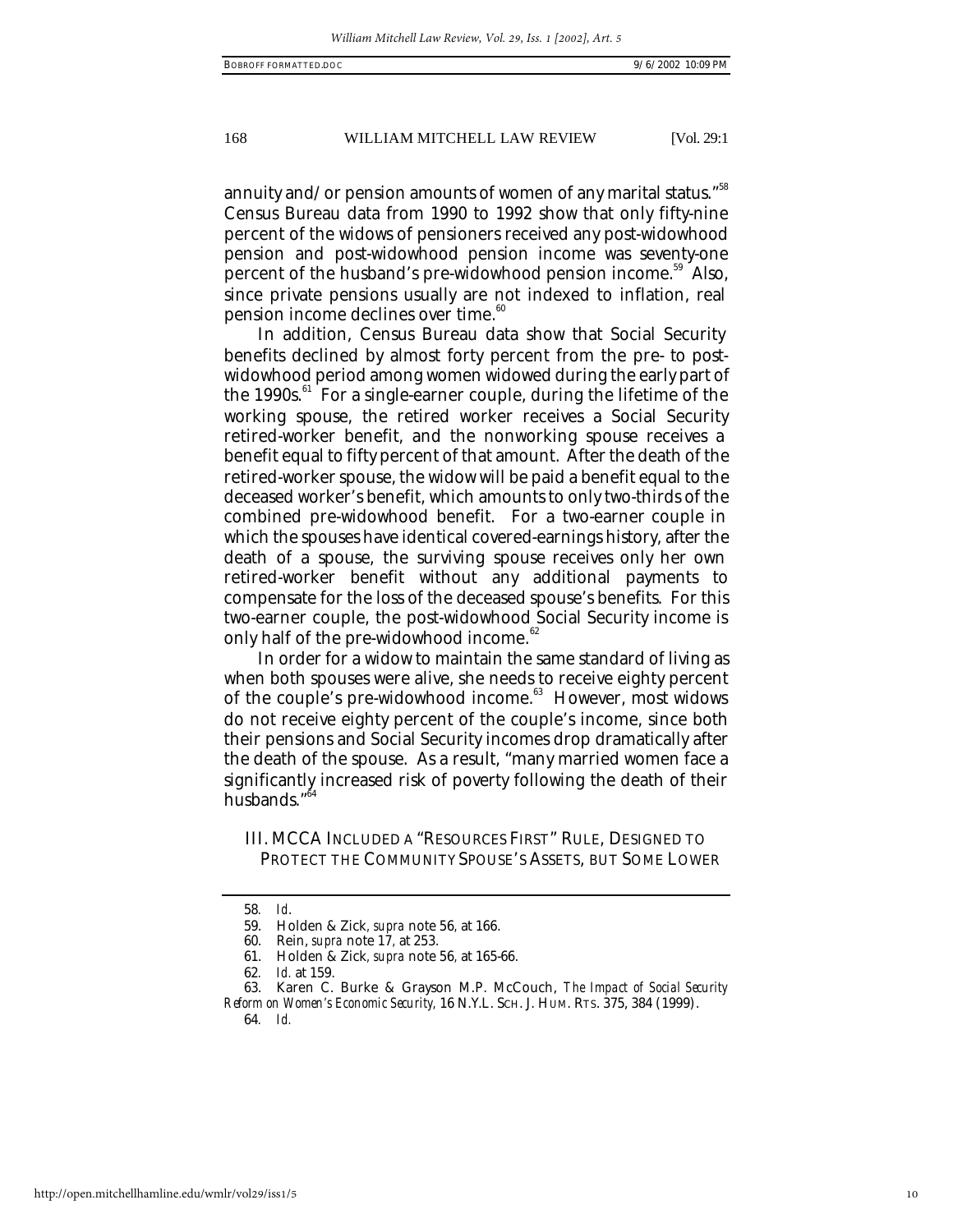annuity and/or pension amounts of women of any marital status."[58] Census Bureau data from 1990 to 1992 show that only fifty-nine percent of the widows of pensioners received any post-widowhood pension and post-widowhood pension income was seventy-one percent of the husband's pre-widowhood pension income.[59] Also, since private pensions usually are not indexed to inflation, real pension income declines over time.[60]

In addition, Census Bureau data show that Social Security benefits declined by almost forty percent from the pre- to post-widowhood period among women widowed during the early part of the 1990s.[61] For a single-earner couple, during the lifetime of the working spouse, the retired worker receives a Social Security retired-worker benefit, and the nonworking spouse receives a benefit equal to fifty percent of that amount. After the death of the retired-worker spouse, the widow will be paid a benefit equal to the deceased worker's benefit, which amounts to only two-thirds of the combined pre-widowhood benefit. For a two-earner couple in which the spouses have identical covered-earnings history, after the death of a spouse, the surviving spouse receives only her own retired-worker benefit without any additional payments to compensate for the loss of the deceased spouse's benefits. For this two-earner couple, the post-widowhood Social Security income is only half of the pre-widowhood income.[62]

In order for a widow to maintain the same standard of living as when both spouses were alive, she needs to receive eighty percent of the couple's pre-widowhood income.[63] However, most widows do not receive eighty percent of the couple's income, since both their pensions and Social Security incomes drop dramatically after the death of the spouse. As a result, "many married women face a significantly increased risk of poverty following the death of their husbands."[64]

## III. MCCA INCLUDED A "RESOURCES FIRST" RULE, DESIGNED TO PROTECT THE COMMUNITY SPOUSE'S ASSETS, BUT SOME LOWER

---

58. *Id.*

59. Holden & Zick, *supra* note 56, at 166.

60. Rein, *supra* note 17, at 253.

61. Holden & Zick, *supra* note 56, at 165-66.

62. *Id.* at 159.

63. Karen C. Burke & Grayson M.P. McCouch, *The Impact of Social Security Reform on Women's Economic Security*, 16 N.Y.L. SCH. J. HUM. RTS. 375, 384 (1999).

64. *Id.*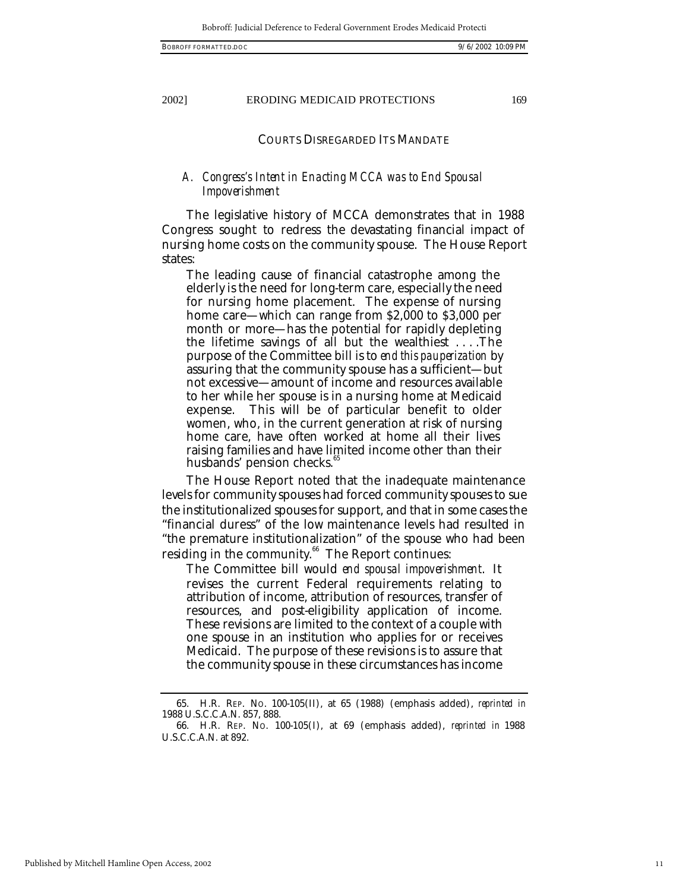COURTS DISREGARDED ITS MANDATE

### *A. Congress's Intent in Enacting MCCA was to End Spousal Impoverishment*

The legislative history of MCCA demonstrates that in 1988 Congress sought to redress the devastating financial impact of nursing home costs on the community spouse. The House Report states:

> The leading cause of financial catastrophe among the elderly is the need for long-term care, especially the need for nursing home placement. The expense of nursing home care—which can range from $2,000 to $3,000 per month or more—has the potential for rapidly depleting the lifetime savings of all but the wealthiest . . . .The purpose of the Committee bill is to *end this pauperization* by assuring that the community spouse has a sufficient—but not excessive—amount of income and resources available to her while her spouse is in a nursing home at Medicaid expense. This will be of particular benefit to older women, who, in the current generation at risk of nursing home care, have often worked at home all their lives raising families and have limited income other than their husbands' pension checks.[65]

The House Report noted that the inadequate maintenance levels for community spouses had forced community spouses to sue the institutionalized spouses for support, and that in some cases the "financial duress" of the low maintenance levels had resulted in "the premature institutionalization" of the spouse who had been residing in the community.[66] The Report continues:

> The Committee bill would *end spousal impoverishment*. It revises the current Federal requirements relating to attribution of income, attribution of resources, transfer of resources, and post-eligibility application of income. These revisions are limited to the context of a couple with one spouse in an institution who applies for or receives Medicaid. The purpose of these revisions is to assure that the community spouse in these circumstances has income

---

65. H.R. REP. NO. 100-105(II), at 65 (1988) (emphasis added), *reprinted in* 1988 U.S.C.C.A.N. 857, 888.

66. H.R. REP. NO. 100-105(I), at 69 (emphasis added), *reprinted in* 1988 U.S.C.C.A.N. at 892.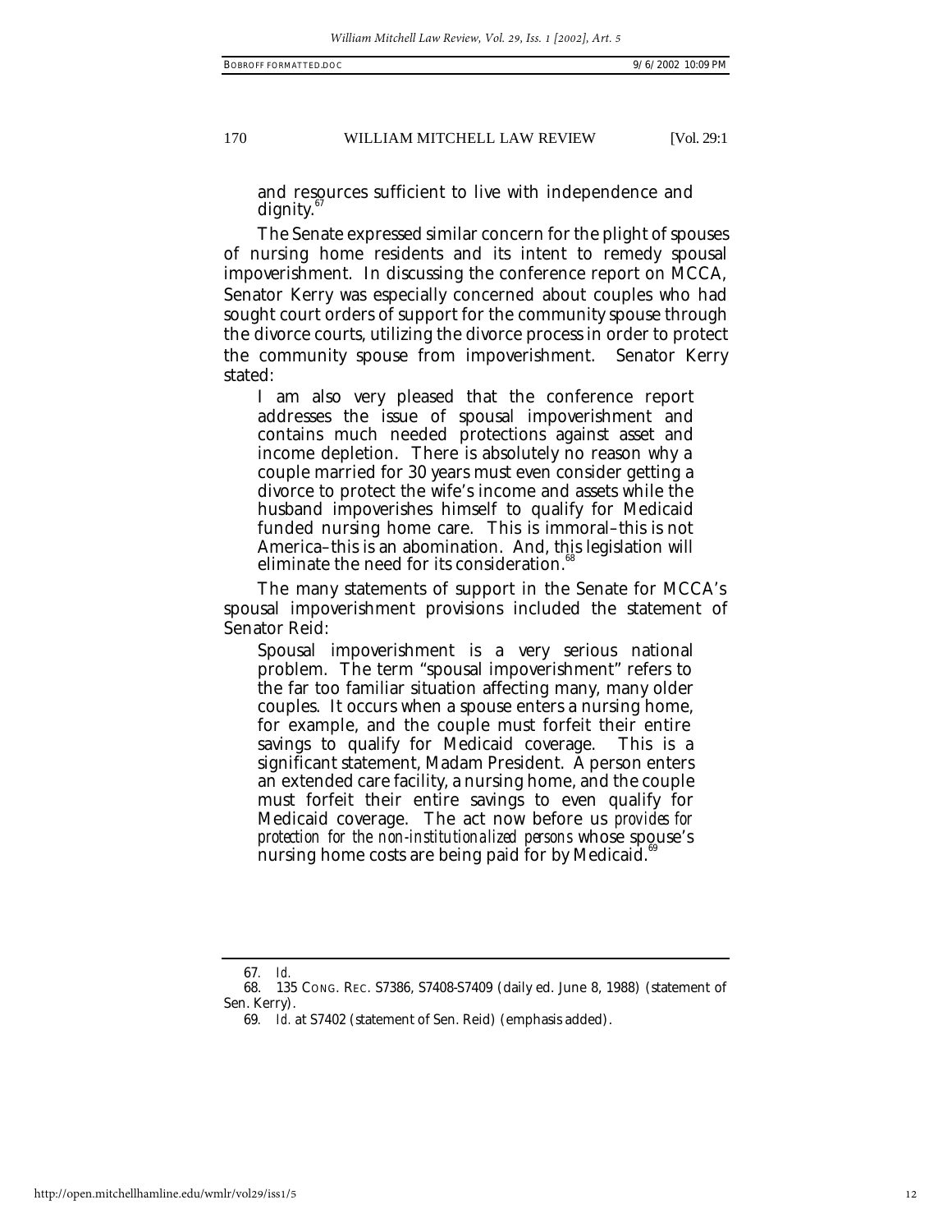> and resources sufficient to live with independence and dignity.[67]

The Senate expressed similar concern for the plight of spouses of nursing home residents and its intent to remedy spousal impoverishment. In discussing the conference report on MCCA, Senator Kerry was especially concerned about couples who had sought court orders of support for the community spouse through the divorce courts, utilizing the divorce process in order to protect the community spouse from impoverishment. Senator Kerry stated:

> I am also very pleased that the conference report addresses the issue of spousal impoverishment and contains much needed protections against asset and income depletion. There is absolutely no reason why a couple married for 30 years must even consider getting a divorce to protect the wife's income and assets while the husband impoverishes himself to qualify for Medicaid funded nursing home care. This is immoral–this is not America–this is an abomination. And, this legislation will eliminate the need for its consideration.[68]

The many statements of support in the Senate for MCCA's spousal impoverishment provisions included the statement of Senator Reid:

> Spousal impoverishment is a very serious national problem. The term "spousal impoverishment" refers to the far too familiar situation affecting many, many older couples. It occurs when a spouse enters a nursing home, for example, and the couple must forfeit their entire savings to qualify for Medicaid coverage. This is a significant statement, Madam President. A person enters an extended care facility, a nursing home, and the couple must forfeit their entire savings to even qualify for Medicaid coverage. The act now before us *provides for protection for the non-institutionalized persons* whose spouse's nursing home costs are being paid for by Medicaid.[69]

---

67. *Id.*

68. 135 CONG. REC. S7386, S7408-S7409 (daily ed. June 8, 1988) (statement of Sen. Kerry).

69. *Id.* at S7402 (statement of Sen. Reid) (emphasis added).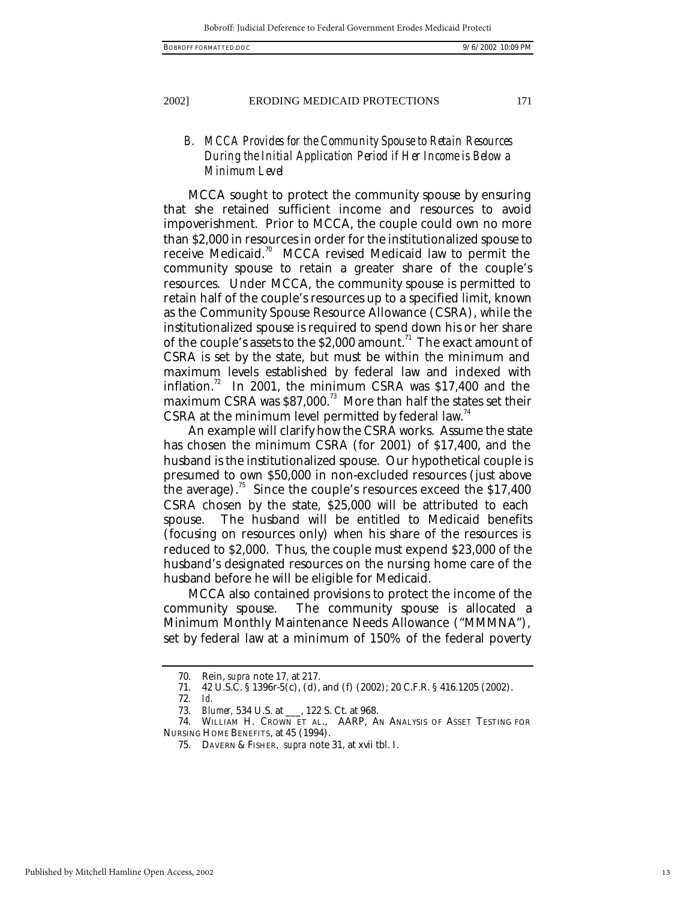### *B. MCCA Provides for the Community Spouse to Retain Resources During the Initial Application Period if Her Income is Below a Minimum Level*

MCCA sought to protect the community spouse by ensuring that she retained sufficient income and resources to avoid impoverishment. Prior to MCCA, the couple could own no more than $2,000 in resources in order for the institutionalized spouse to receive Medicaid.[70] MCCA revised Medicaid law to permit the community spouse to retain a greater share of the couple's resources. Under MCCA, the community spouse is permitted to retain half of the couple's resources up to a specified limit, known as the Community Spouse Resource Allowance (CSRA), while the institutionalized spouse is required to spend down his or her share of the couple's assets to the $2,000 amount.[71] The exact amount of CSRA is set by the state, but must be within the minimum and maximum levels established by federal law and indexed with inflation.[72] In 2001, the minimum CSRA was $17,400 and the maximum CSRA was $87,000.[73] More than half the states set their CSRA at the minimum level permitted by federal law.[74]

An example will clarify how the CSRA works. Assume the state has chosen the minimum CSRA (for 2001) of $17,400, and the husband is the institutionalized spouse. Our hypothetical couple is presumed to own $50,000 in non-excluded resources (just above the average).[75] Since the couple's resources exceed the $17,400 CSRA chosen by the state, $25,000 will be attributed to each spouse. The husband will be entitled to Medicaid benefits (focusing on resources only) when his share of the resources is reduced to $2,000. Thus, the couple must expend $23,000 of the husband's designated resources on the nursing home care of the husband before he will be eligible for Medicaid.

MCCA also contained provisions to protect the income of the community spouse. The community spouse is allocated a Minimum Monthly Maintenance Needs Allowance ("MMMNA"), set by federal law at a minimum of 150% of the federal poverty

---

70. Rein, *supra* note 17, at 217.

71. 42 U.S.C. § 1396r-5(c), (d), and (f) (2002); 20 C.F.R. § 416.1205 (2002).

72. *Id.*

73. *Blumer*, 534 U.S. at ___, 122 S. Ct. at 968.

74. WILLIAM H. CROWN ET AL., AARP, AN ANALYSIS OF ASSET TESTING FOR NURSING HOME BENEFITS, at 45 (1994).

75. DAVERN & FISHER, *supra* note 31, at xvii tbl. I.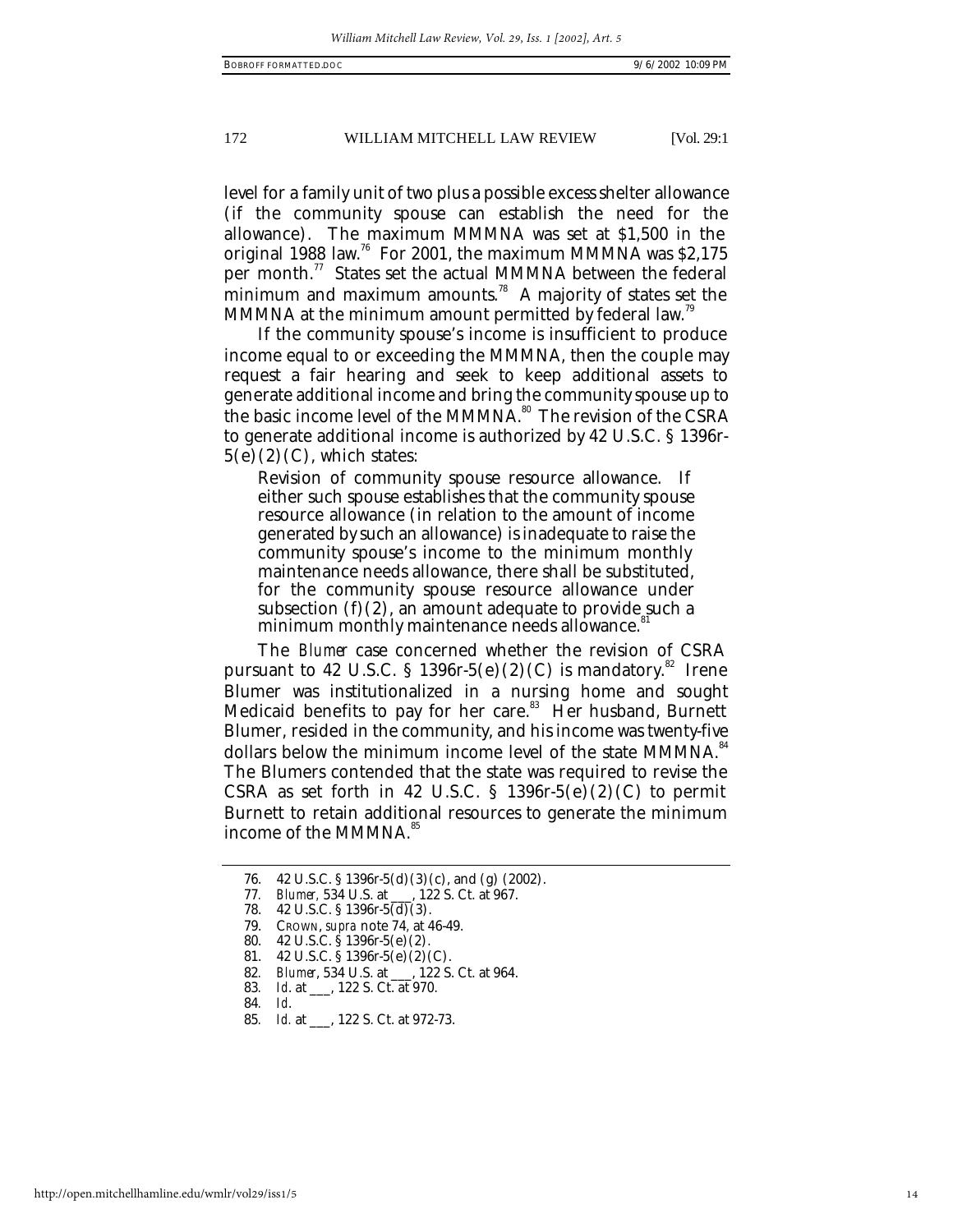level for a family unit of two plus a possible excess shelter allowance (if the community spouse can establish the need for the allowance). The maximum MMMNA was set at $1,500 in the original 1988 law.[76] For 2001, the maximum MMMNA was $2,175 per month.[77] States set the actual MMMNA between the federal minimum and maximum amounts.[78] A majority of states set the MMMNA at the minimum amount permitted by federal law.[79]

If the community spouse's income is insufficient to produce income equal to or exceeding the MMMNA, then the couple may request a fair hearing and seek to keep additional assets to generate additional income and bring the community spouse up to the basic income level of the MMMNA.[80] The revision of the CSRA to generate additional income is authorized by 42 U.S.C. § 1396r-5(e)(2)(C), which states:

> Revision of community spouse resource allowance. If either such spouse establishes that the community spouse resource allowance (in relation to the amount of income generated by such an allowance) is inadequate to raise the community spouse's income to the minimum monthly maintenance needs allowance, there shall be substituted, for the community spouse resource allowance under subsection (f)(2), an amount adequate to provide such a minimum monthly maintenance needs allowance.[81]

The *Blumer* case concerned whether the revision of CSRA pursuant to 42 U.S.C. § 1396r-5(e)(2)(C) is mandatory.[82] Irene Blumer was institutionalized in a nursing home and sought Medicaid benefits to pay for her care.[83] Her husband, Burnett Blumer, resided in the community, and his income was twenty-five dollars below the minimum income level of the state MMMNA.[84] The Blumers contended that the state was required to revise the CSRA as set forth in 42 U.S.C. § 1396r-5(e)(2)(C) to permit Burnett to retain additional resources to generate the minimum income of the MMMNA.[85]

---

76. 42 U.S.C. § 1396r-5(d)(3)(c), and (g) (2002).
77. *Blumer*, 534 U.S. at ___, 122 S. Ct. at 967.
78. 42 U.S.C. § 1396r-5(d)(3).
79. CROWN, *supra* note 74, at 46-49.
80. 42 U.S.C. § 1396r-5(e)(2).
81. 42 U.S.C. § 1396r-5(e)(2)(C).
82. *Blumer*, 534 U.S. at ___, 122 S. Ct. at 964.
83. *Id.* at ___, 122 S. Ct. at 970.
84. *Id.*
85. *Id.* at ___, 122 S. Ct. at 972-73.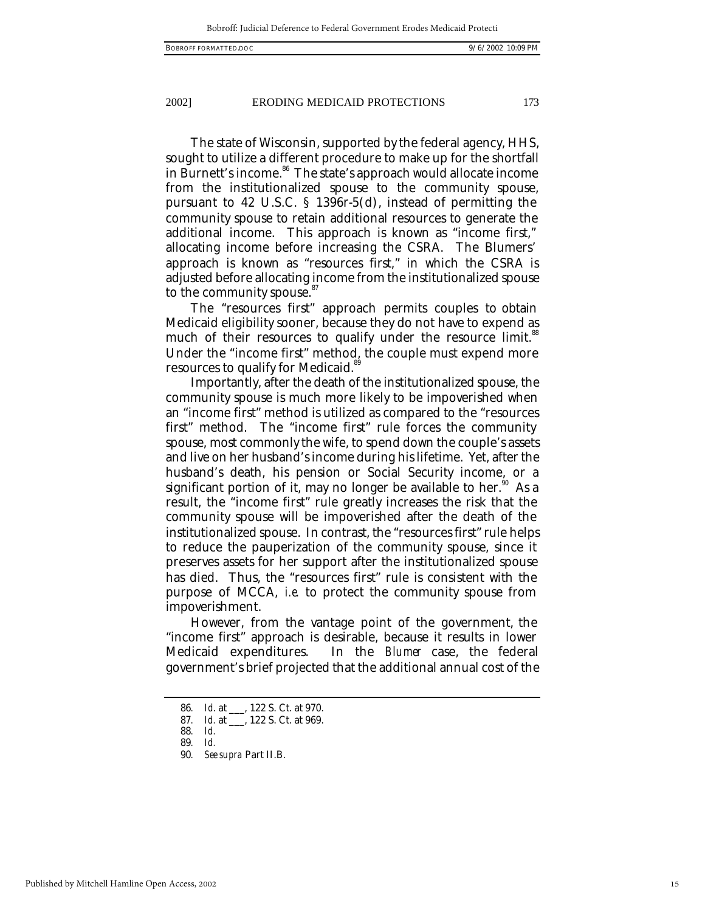The state of Wisconsin, supported by the federal agency, HHS, sought to utilize a different procedure to make up for the shortfall in Burnett's income.[86] The state's approach would allocate income from the institutionalized spouse to the community spouse, pursuant to 42 U.S.C. § 1396r-5(d), instead of permitting the community spouse to retain additional resources to generate the additional income. This approach is known as "income first," allocating income before increasing the CSRA. The Blumers' approach is known as "resources first," in which the CSRA is adjusted before allocating income from the institutionalized spouse to the community spouse.[87]

The "resources first" approach permits couples to obtain Medicaid eligibility sooner, because they do not have to expend as much of their resources to qualify under the resource limit.[88] Under the "income first" method, the couple must expend more resources to qualify for Medicaid.[89]

Importantly, after the death of the institutionalized spouse, the community spouse is much more likely to be impoverished when an "income first" method is utilized as compared to the "resources first" method. The "income first" rule forces the community spouse, most commonly the wife, to spend down the couple's assets and live on her husband's income during his lifetime. Yet, after the husband's death, his pension or Social Security income, or a significant portion of it, may no longer be available to her.[90] As a result, the "income first" rule greatly increases the risk that the community spouse will be impoverished after the death of the institutionalized spouse. In contrast, the "resources first" rule helps to reduce the pauperization of the community spouse, since it preserves assets for her support after the institutionalized spouse has died. Thus, the "resources first" rule is consistent with the purpose of MCCA, *i.e.* to protect the community spouse from impoverishment.

However, from the vantage point of the government, the "income first" approach is desirable, because it results in lower Medicaid expenditures. In the *Blumer* case, the federal government's brief projected that the additional annual cost of the

---

86. *Id.* at ___, 122 S. Ct. at 970.
87. *Id.* at ___, 122 S. Ct. at 969.
88. *Id.*
89. *Id.*
90. *See supra* Part II.B.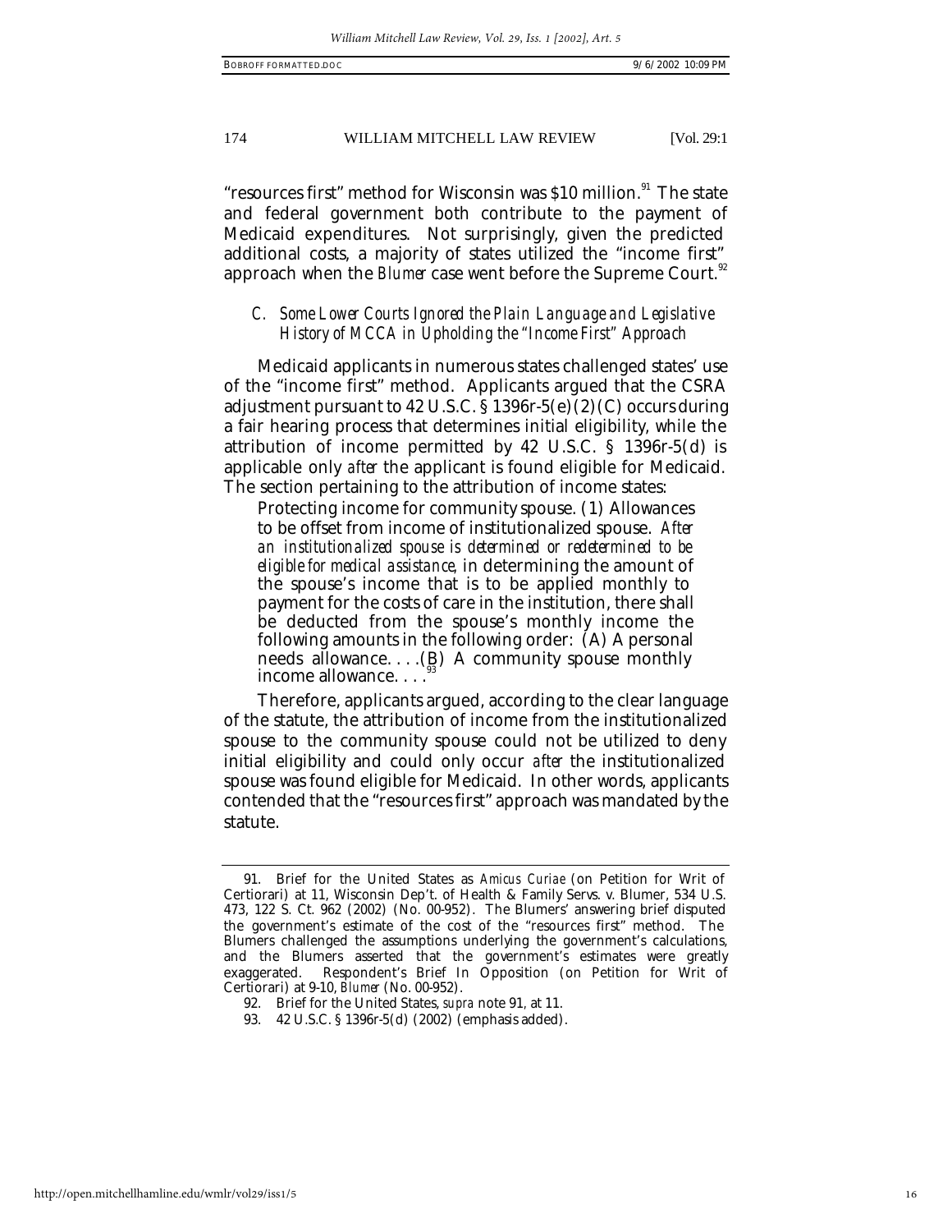"resources first" method for Wisconsin was $10 million.[91] The state and federal government both contribute to the payment of Medicaid expenditures. Not surprisingly, given the predicted additional costs, a majority of states utilized the "income first" approach when the *Blumer* case went before the Supreme Court.[92]

### *C. Some Lower Courts Ignored the Plain Language and Legislative History of MCCA in Upholding the "Income First" Approach*

Medicaid applicants in numerous states challenged states' use of the "income first" method. Applicants argued that the CSRA adjustment pursuant to 42 U.S.C. § 1396r-5(e)(2)(C) occurs during a fair hearing process that determines initial eligibility, while the attribution of income permitted by 42 U.S.C. § 1396r-5(d) is applicable only *after* the applicant is found eligible for Medicaid. The section pertaining to the attribution of income states:

> Protecting income for community spouse. (1) Allowances to be offset from income of institutionalized spouse. *After an institutionalized spouse is determined or redetermined to be eligible for medical assistance*, in determining the amount of the spouse's income that is to be applied monthly to payment for the costs of care in the institution, there shall be deducted from the spouse's monthly income the following amounts in the following order: (A) A personal needs allowance. . . .(B) A community spouse monthly income allowance. . . .[93]

Therefore, applicants argued, according to the clear language of the statute, the attribution of income from the institutionalized spouse to the community spouse could not be utilized to deny initial eligibility and could only occur *after* the institutionalized spouse was found eligible for Medicaid. In other words, applicants contended that the "resources first" approach was mandated by the statute.

---

91. Brief for the United States as *Amicus Curiae* (on Petition for Writ of Certiorari) at 11, Wisconsin Dep't. of Health & Family Servs. v. Blumer, 534 U.S. 473, 122 S. Ct. 962 (2002) (No. 00-952). The Blumers' answering brief disputed the government's estimate of the cost of the "resources first" method. The Blumers challenged the assumptions underlying the government's calculations, and the Blumers asserted that the government's estimates were greatly exaggerated. Respondent's Brief In Opposition (on Petition for Writ of Certiorari) at 9-10, *Blumer* (No. 00-952).

92. Brief for the United States, *supra* note 91, at 11.

93. 42 U.S.C. § 1396r-5(d) (2002) (emphasis added).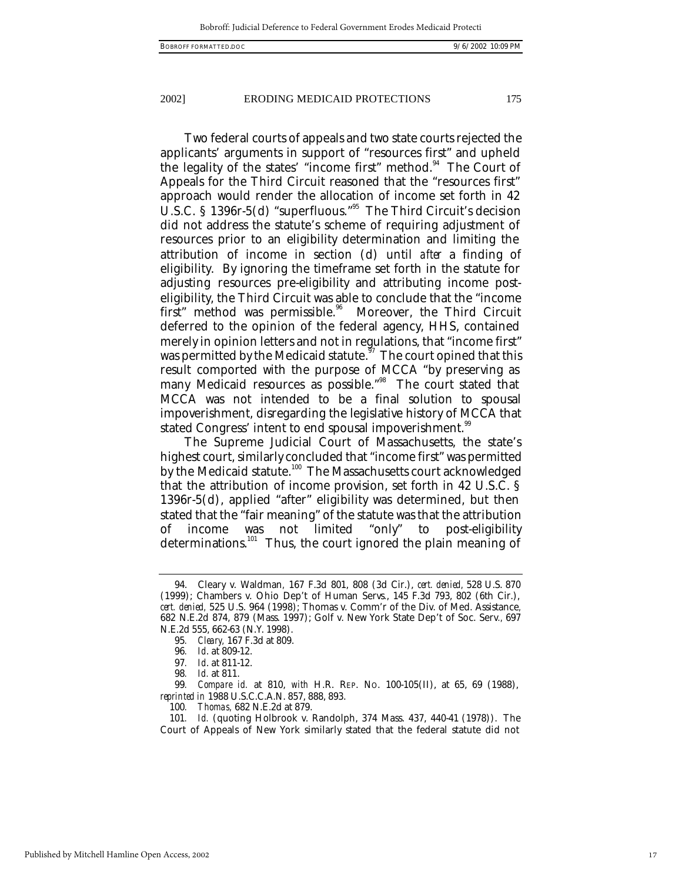Two federal courts of appeals and two state courts rejected the applicants' arguments in support of "resources first" and upheld the legality of the states' "income first" method.[94] The Court of Appeals for the Third Circuit reasoned that the "resources first" approach would render the allocation of income set forth in 42 U.S.C. § 1396r-5(d) "superfluous."[95] The Third Circuit's decision did not address the statute's scheme of requiring adjustment of resources prior to an eligibility determination and limiting the attribution of income in section (d) until *after* a finding of eligibility. By ignoring the timeframe set forth in the statute for adjusting resources pre-eligibility and attributing income post-eligibility, the Third Circuit was able to conclude that the "income first" method was permissible.[96] Moreover, the Third Circuit deferred to the opinion of the federal agency, HHS, contained merely in opinion letters and not in regulations, that "income first" was permitted by the Medicaid statute.[97] The court opined that this result comported with the purpose of MCCA "by preserving as many Medicaid resources as possible."[98] The court stated that MCCA was not intended to be a final solution to spousal impoverishment, disregarding the legislative history of MCCA that stated Congress' intent to end spousal impoverishment.[99]

The Supreme Judicial Court of Massachusetts, the state's highest court, similarly concluded that "income first" was permitted by the Medicaid statute.[100] The Massachusetts court acknowledged that the attribution of income provision, set forth in 42 U.S.C. § 1396r-5(d), applied "after" eligibility was determined, but then stated that the "fair meaning" of the statute was that the attribution of income was not limited "only" to post-eligibility determinations.[101] Thus, the court ignored the plain meaning of

---

94. Cleary v. Waldman, 167 F.3d 801, 808 (3d Cir.), *cert. denied*, 528 U.S. 870 (1999); Chambers v. Ohio Dep't of Human Servs., 145 F.3d 793, 802 (6th Cir.), *cert. denied*, 525 U.S. 964 (1998); Thomas v. Comm'r of the Div. of Med. Assistance, 682 N.E.2d 874, 879 (Mass. 1997); Golf v. New York State Dep't of Soc. Serv., 697 N.E.2d 555, 662-63 (N.Y. 1998).

95. *Cleary*, 167 F.3d at 809.

96. *Id.* at 809-12.

97. *Id.* at 811-12.

98. *Id.* at 811.

99. *Compare id.* at 810, *with* H.R. REP. NO. 100-105(II), at 65, 69 (1988), *reprinted in* 1988 U.S.C.C.A.N. 857, 888, 893.

100. *Thomas*, 682 N.E.2d at 879.

101. *Id.* (quoting Holbrook v. Randolph, 374 Mass. 437, 440-41 (1978)). The Court of Appeals of New York similarly stated that the federal statute did not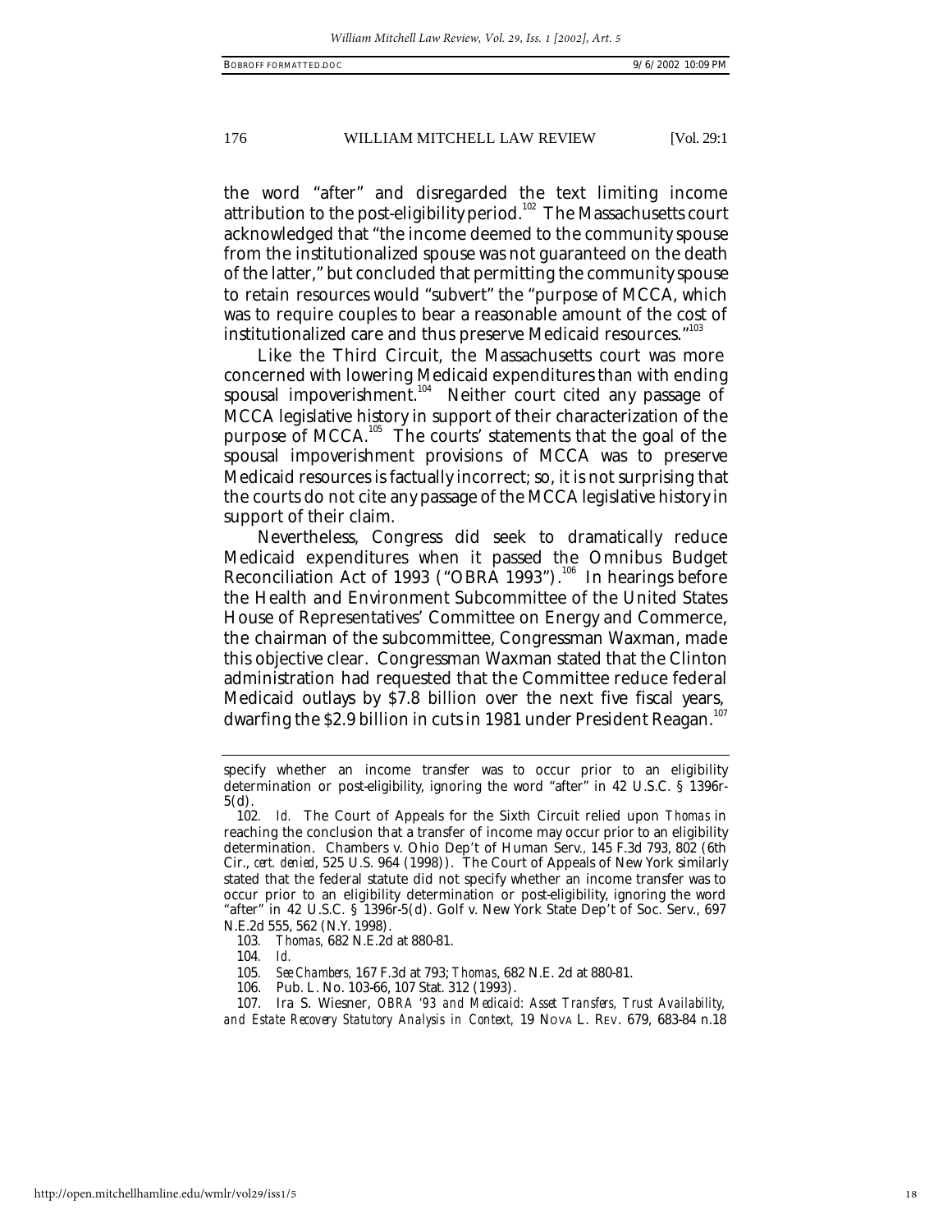the word "after" and disregarded the text limiting income attribution to the post-eligibility period.[102] The Massachusetts court acknowledged that "the income deemed to the community spouse from the institutionalized spouse was not guaranteed on the death of the latter," but concluded that permitting the community spouse to retain resources would "subvert" the "purpose of MCCA, which was to require couples to bear a reasonable amount of the cost of institutionalized care and thus preserve Medicaid resources."[103]

Like the Third Circuit, the Massachusetts court was more concerned with lowering Medicaid expenditures than with ending spousal impoverishment.[104] Neither court cited any passage of MCCA legislative history in support of their characterization of the purpose of MCCA.[105] The courts' statements that the goal of the spousal impoverishment provisions of MCCA was to preserve Medicaid resources is factually incorrect; so, it is not surprising that the courts do not cite any passage of the MCCA legislative history in support of their claim.

Nevertheless, Congress did seek to dramatically reduce Medicaid expenditures when it passed the Omnibus Budget Reconciliation Act of 1993 ("OBRA 1993").[106] In hearings before the Health and Environment Subcommittee of the United States House of Representatives' Committee on Energy and Commerce, the chairman of the subcommittee, Congressman Waxman, made this objective clear. Congressman Waxman stated that the Clinton administration had requested that the Committee reduce federal Medicaid outlays by $7.8 billion over the next five fiscal years, dwarfing the $2.9 billion in cuts in 1981 under President Reagan.[107]

---

specify whether an income transfer was to occur prior to an eligibility determination or post-eligibility, ignoring the word "after" in 42 U.S.C. § 1396r-5(d).

102. *Id.* The Court of Appeals for the Sixth Circuit relied upon *Thomas* in reaching the conclusion that a transfer of income may occur prior to an eligibility determination. Chambers v. Ohio Dep't of Human Serv., 145 F.3d 793, 802 (6th Cir., *cert. denied*, 525 U.S. 964 (1998)). The Court of Appeals of New York similarly stated that the federal statute did not specify whether an income transfer was to occur prior to an eligibility determination or post-eligibility, ignoring the word "after" in 42 U.S.C. § 1396r-5(d). Golf v. New York State Dep't of Soc. Serv., 697 N.E.2d 555, 562 (N.Y. 1998).

103. *Thomas*, 682 N.E.2d at 880-81.

104. *Id.*

105. *See Chambers*, 167 F.3d at 793; *Thomas*, 682 N.E. 2d at 880-81.

106. Pub. L. No. 103-66, 107 Stat. 312 (1993).

107. Ira S. Wiesner, *OBRA '93 and Medicaid: Asset Transfers, Trust Availability, and Estate Recovery Statutory Analysis in Context,* 19 NOVA L. REV. 679, 683-84 n.18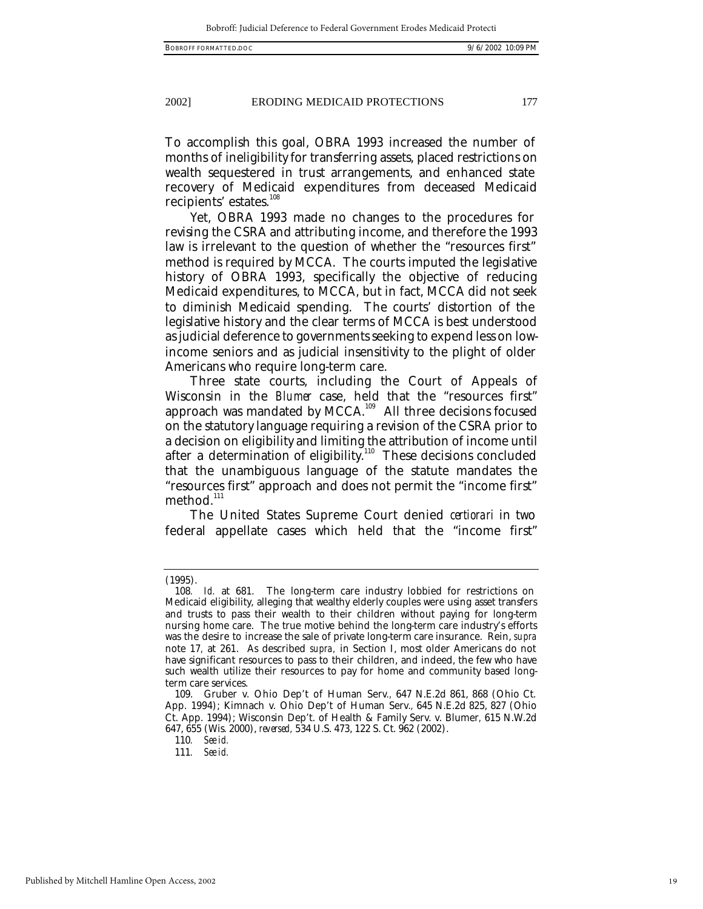To accomplish this goal, OBRA 1993 increased the number of months of ineligibility for transferring assets, placed restrictions on wealth sequestered in trust arrangements, and enhanced state recovery of Medicaid expenditures from deceased Medicaid recipients' estates.[108]

Yet, OBRA 1993 made no changes to the procedures for revising the CSRA and attributing income, and therefore the 1993 law is irrelevant to the question of whether the "resources first" method is required by MCCA. The courts imputed the legislative history of OBRA 1993, specifically the objective of reducing Medicaid expenditures, to MCCA, but in fact, MCCA did not seek to diminish Medicaid spending. The courts' distortion of the legislative history and the clear terms of MCCA is best understood as judicial deference to governments seeking to expend less on low-income seniors and as judicial insensitivity to the plight of older Americans who require long-term care.

Three state courts, including the Court of Appeals of Wisconsin in the *Blumer* case, held that the "resources first" approach was mandated by MCCA.[109] All three decisions focused on the statutory language requiring a revision of the CSRA prior to a decision on eligibility and limiting the attribution of income until after a determination of eligibility.[110] These decisions concluded that the unambiguous language of the statute mandates the "resources first" approach and does not permit the "income first" method.[111]

The United States Supreme Court denied *certiorari* in two federal appellate cases which held that the "income first"

---

(1995).

108. *Id.* at 681. The long-term care industry lobbied for restrictions on Medicaid eligibility, alleging that wealthy elderly couples were using asset transfers and trusts to pass their wealth to their children without paying for long-term nursing home care. The true motive behind the long-term care industry's efforts was the desire to increase the sale of private long-term care insurance. Rein, *supra* note 17, at 261. As described *supra*, in Section I, most older Americans do not have significant resources to pass to their children, and indeed, the few who have such wealth utilize their resources to pay for home and community based long-term care services.

109. Gruber v. Ohio Dep't of Human Serv., 647 N.E.2d 861, 868 (Ohio Ct. App. 1994); Kimnach v. Ohio Dep't of Human Serv., 645 N.E.2d 825, 827 (Ohio Ct. App. 1994); Wisconsin Dep't. of Health & Family Serv. v. Blumer, 615 N.W.2d 647, 655 (Wis. 2000), *reversed*, 534 U.S. 473, 122 S. Ct. 962 (2002).

110. *See id.*

111. *See id.*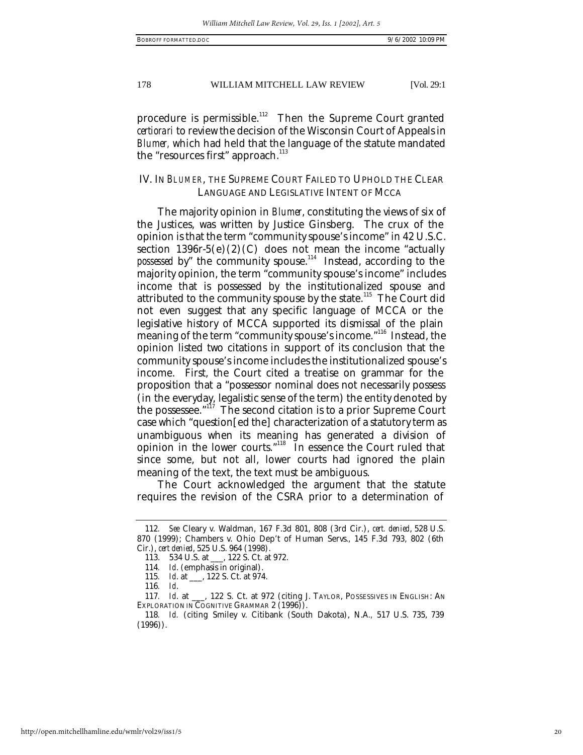procedure is permissible.[112] Then the Supreme Court granted *certiorari* to review the decision of the Wisconsin Court of Appeals in *Blumer*, which had held that the language of the statute mandated the "resources first" approach.[113]

## IV. IN *BLUMER*, THE SUPREME COURT FAILED TO UPHOLD THE CLEAR LANGUAGE AND LEGISLATIVE INTENT OF MCCA

The majority opinion in *Blumer*, constituting the views of six of the Justices, was written by Justice Ginsberg. The crux of the opinion is that the term "community spouse's income" in 42 U.S.C. section 1396r-5(e)(2)(C) does not mean the income "actually *possessed* by" the community spouse.[114] Instead, according to the majority opinion, the term "community spouse's income" includes income that is possessed by the institutionalized spouse and attributed to the community spouse by the state.[115] The Court did not even suggest that any specific language of MCCA or the legislative history of MCCA supported its dismissal of the plain meaning of the term "community spouse's income."[116] Instead, the opinion listed two citations in support of its conclusion that the community spouse's income includes the institutionalized spouse's income. First, the Court cited a treatise on grammar for the proposition that a "possessor nominal does not necessarily possess (in the everyday, legalistic sense of the term) the entity denoted by the possessee."[117] The second citation is to a prior Supreme Court case which "question[ed the] characterization of a statutory term as unambiguous when its meaning has generated a division of opinion in the lower courts."[118] In essence the Court ruled that since some, but not all, lower courts had ignored the plain meaning of the text, the text must be ambiguous.

The Court acknowledged the argument that the statute requires the revision of the CSRA prior to a determination of

---

112. *See* Cleary v. Waldman, 167 F.3d 801, 808 (3rd Cir.), *cert. denied*, 528 U.S. 870 (1999); Chambers v. Ohio Dep't of Human Servs., 145 F.3d 793, 802 (6th Cir.), *cert denied*, 525 U.S. 964 (1998).

113. 534 U.S. at ___, 122 S. Ct. at 972.

114. *Id*. (emphasis in original).

115. *Id*. at ___, 122 S. Ct. at 974.

116. *Id*.

117. *Id*. at ___, 122 S. Ct. at 972 (citing J. TAYLOR, POSSESSIVES IN ENGLISH: AN EXPLORATION IN COGNITIVE GRAMMAR 2 (1996)).

118. *Id*. (citing Smiley v. Citibank (South Dakota), N.A., 517 U.S. 735, 739 (1996)).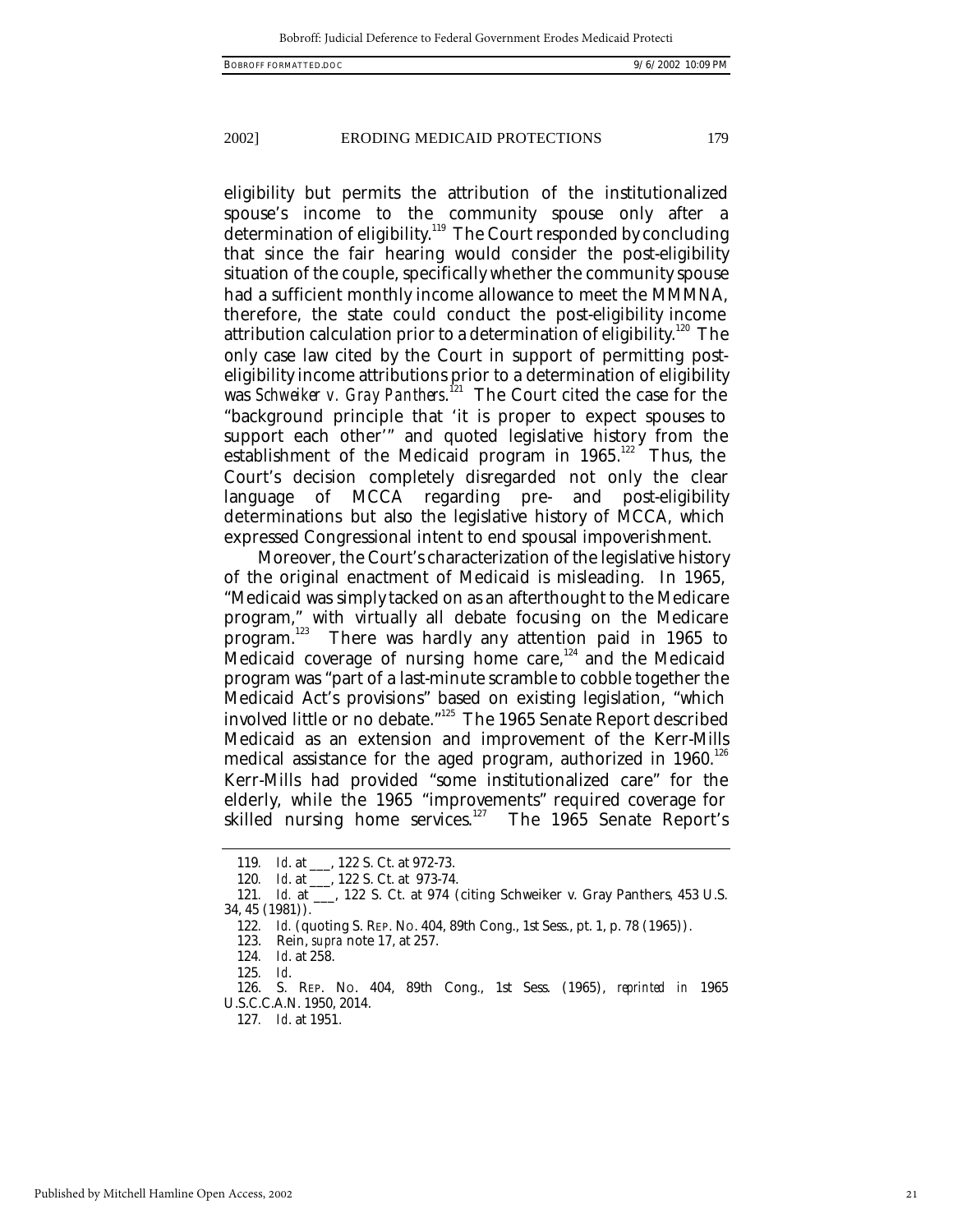eligibility but permits the attribution of the institutionalized spouse's income to the community spouse only after a determination of eligibility.[119] The Court responded by concluding that since the fair hearing would consider the post-eligibility situation of the couple, specifically whether the community spouse had a sufficient monthly income allowance to meet the MMMNA, therefore, the state could conduct the post-eligibility income attribution calculation prior to a determination of eligibility.[120] The only case law cited by the Court in support of permitting post-eligibility income attributions prior to a determination of eligibility was *Schweiker v. Gray Panthers*.[121] The Court cited the case for the "background principle that 'it is proper to expect spouses to support each other'" and quoted legislative history from the establishment of the Medicaid program in 1965.[122] Thus, the Court's decision completely disregarded not only the clear language of MCCA regarding pre- and post-eligibility determinations but also the legislative history of MCCA, which expressed Congressional intent to end spousal impoverishment.

Moreover, the Court's characterization of the legislative history of the original enactment of Medicaid is misleading. In 1965, "Medicaid was simply tacked on as an afterthought to the Medicare program," with virtually all debate focusing on the Medicare program.[123] There was hardly any attention paid in 1965 to Medicaid coverage of nursing home care,[124] and the Medicaid program was "part of a last-minute scramble to cobble together the Medicaid Act's provisions" based on existing legislation, "which involved little or no debate."[125] The 1965 Senate Report described Medicaid as an extension and improvement of the Kerr-Mills medical assistance for the aged program, authorized in 1960.[126] Kerr-Mills had provided "some institutionalized care" for the elderly, while the 1965 "improvements" required coverage for skilled nursing home services.[127] The 1965 Senate Report's

---

119. *Id.* at ___, 122 S. Ct. at 972-73.

120. *Id.* at ___, 122 S. Ct. at 973-74.

121. *Id.* at ___, 122 S. Ct. at 974 (citing Schweiker v. Gray Panthers, 453 U.S. 34, 45 (1981)).

122. *Id.* (quoting S. REP. NO. 404, 89th Cong., 1st Sess., pt. 1, p. 78 (1965)).

123. Rein, *supra* note 17, at 257.

124. *Id.* at 258.

125. *Id.*

126. S. REP. NO. 404, 89th Cong., 1st Sess. (1965), *reprinted in* 1965 U.S.C.C.A.N. 1950, 2014.

127. *Id.* at 1951.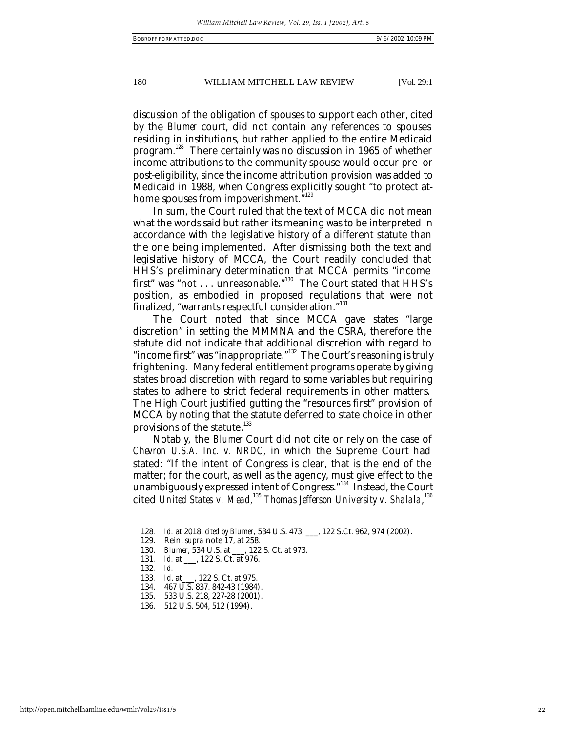discussion of the obligation of spouses to support each other, cited by the *Blumer* court, did not contain any references to spouses residing in institutions, but rather applied to the entire Medicaid program.[128] There certainly was no discussion in 1965 of whether income attributions to the community spouse would occur pre- or post-eligibility, since the income attribution provision was added to Medicaid in 1988, when Congress explicitly sought "to protect at-home spouses from impoverishment."[129]

In sum, the Court ruled that the text of MCCA did not mean what the words said but rather its meaning was to be interpreted in accordance with the legislative history of a different statute than the one being implemented. After dismissing both the text and legislative history of MCCA, the Court readily concluded that HHS's preliminary determination that MCCA permits "income first" was "not . . . unreasonable."[130] The Court stated that HHS's position, as embodied in proposed regulations that were not finalized, "warrants respectful consideration."[131]

The Court noted that since MCCA gave states "large discretion" in setting the MMMNA and the CSRA, therefore the statute did not indicate that additional discretion with regard to "income first" was "inappropriate."[132] The Court's reasoning is truly frightening. Many federal entitlement programs operate by giving states broad discretion with regard to some variables but requiring states to adhere to strict federal requirements in other matters. The High Court justified gutting the "resources first" provision of MCCA by noting that the statute deferred to state choice in other provisions of the statute.[133]

Notably, the *Blumer* Court did not cite or rely on the case of *Chevron U.S.A. Inc. v. NRDC*, in which the Supreme Court had stated: "If the intent of Congress is clear, that is the end of the matter; for the court, as well as the agency, must give effect to the unambiguously expressed intent of Congress."[134] Instead, the Court cited *United States v. Mead*,[135] *Thomas Jefferson University v. Shalala*,[136]

---

128. *Id.* at 2018, *cited by Blumer*, 534 U.S. 473, ___, 122 S.Ct. 962, 974 (2002).
129. Rein, *supra* note 17, at 258.
130. *Blumer*, 534 U.S. at ___, 122 S. Ct. at 973.
131. *Id.* at ___, 122 S. Ct. at 976.
132. *Id.*
133. *Id.* at___, 122 S. Ct. at 975.
134. 467 U.S. 837, 842-43 (1984).
135. 533 U.S. 218, 227-28 (2001).
136. 512 U.S. 504, 512 (1994).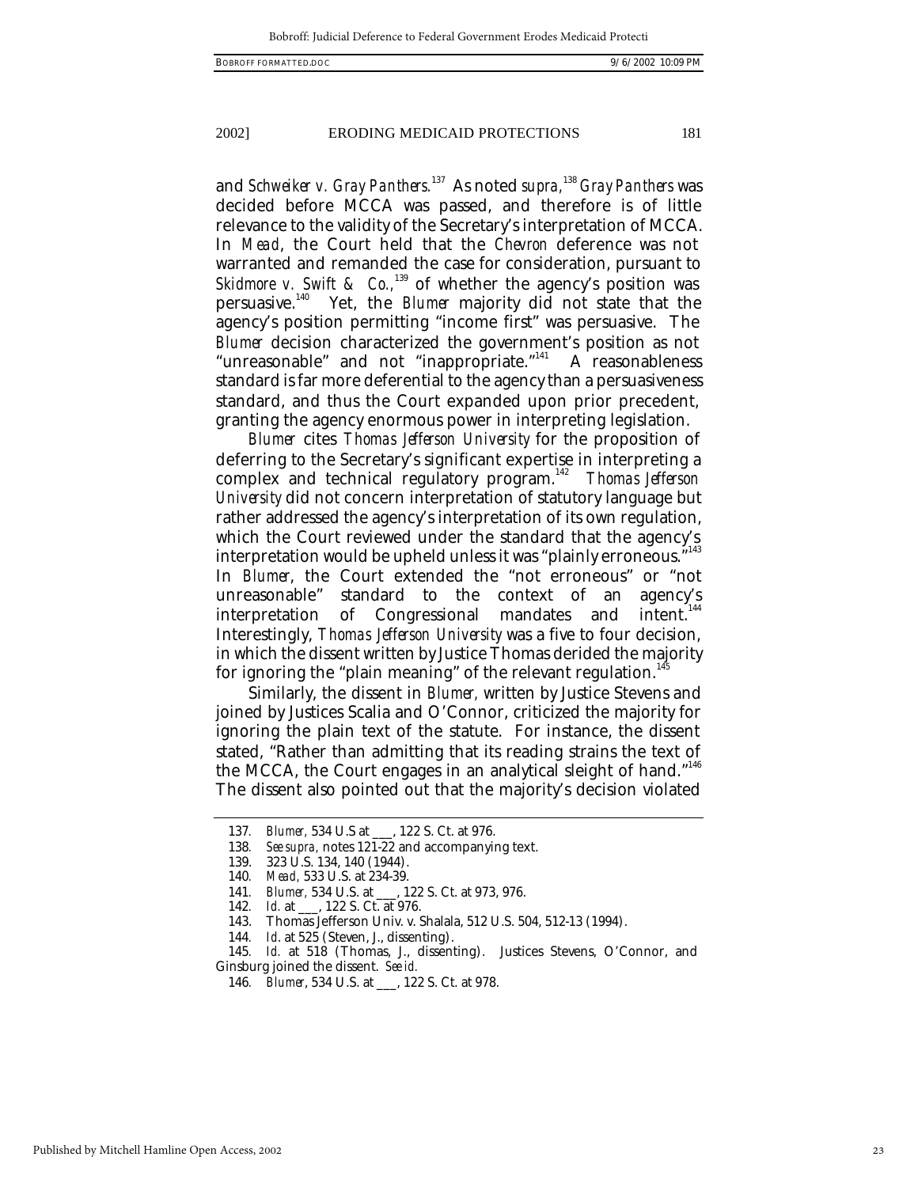and *Schweiker v. Gray Panthers*.[137] As noted *supra*,[138] *Gray Panthers* was decided before MCCA was passed, and therefore is of little relevance to the validity of the Secretary's interpretation of MCCA. In *Mead*, the Court held that the *Chevron* deference was not warranted and remanded the case for consideration, pursuant to *Skidmore v. Swift & Co.*,[139] of whether the agency's position was persuasive.[140] Yet, the *Blumer* majority did not state that the agency's position permitting "income first" was persuasive. The *Blumer* decision characterized the government's position as not "unreasonable" and not "inappropriate."[141] A reasonableness standard is far more deferential to the agency than a persuasiveness standard, and thus the Court expanded upon prior precedent, granting the agency enormous power in interpreting legislation.

*Blumer* cites *Thomas Jefferson University* for the proposition of deferring to the Secretary's significant expertise in interpreting a complex and technical regulatory program.[142] *Thomas Jefferson University* did not concern interpretation of statutory language but rather addressed the agency's interpretation of its own regulation, which the Court reviewed under the standard that the agency's interpretation would be upheld unless it was "plainly erroneous."[143] In *Blumer*, the Court extended the "not erroneous" or "not unreasonable" standard to the context of an agency's interpretation of Congressional mandates and intent.[144] Interestingly, *Thomas Jefferson University* was a five to four decision, in which the dissent written by Justice Thomas derided the majority for ignoring the "plain meaning" of the relevant regulation.[145]

Similarly, the dissent in *Blumer*, written by Justice Stevens and joined by Justices Scalia and O'Connor, criticized the majority for ignoring the plain text of the statute. For instance, the dissent stated, "Rather than admitting that its reading strains the text of the MCCA, the Court engages in an analytical sleight of hand."[146] The dissent also pointed out that the majority's decision violated

---

137. *Blumer*, 534 U.S at ___, 122 S. Ct. at 976.

138. *See supra*, notes 121-22 and accompanying text.

139. 323 U.S. 134, 140 (1944).

140. *Mead*, 533 U.S. at 234-39.

141. *Blumer*, 534 U.S. at ___, 122 S. Ct. at 973, 976.

142. *Id.* at ___, 122 S. Ct. at 976.

143. Thomas Jefferson Univ. v. Shalala, 512 U.S. 504, 512-13 (1994).

144. *Id*. at 525 (Steven, J., dissenting).

145. *Id.* at 518 (Thomas, J., dissenting). Justices Stevens, O'Connor, and Ginsburg joined the dissent. *See id.*

146. *Blumer*, 534 U.S. at ___, 122 S. Ct. at 978.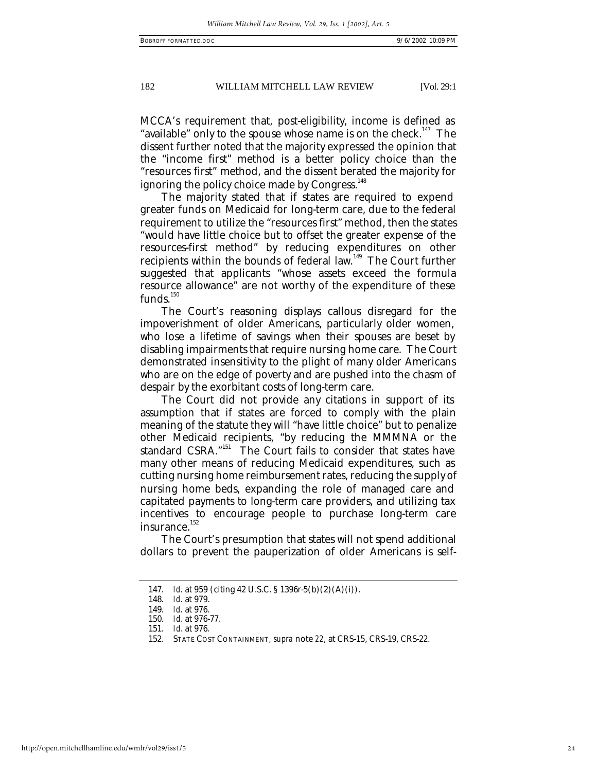MCCA's requirement that, post-eligibility, income is defined as "available" only to the spouse whose name is on the check.[147] The dissent further noted that the majority expressed the opinion that the "income first" method is a better policy choice than the "resources first" method, and the dissent berated the majority for ignoring the policy choice made by Congress.[148]

The majority stated that if states are required to expend greater funds on Medicaid for long-term care, due to the federal requirement to utilize the "resources first" method, then the states "would have little choice but to offset the greater expense of the resources-first method" by reducing expenditures on other recipients within the bounds of federal law.[149] The Court further suggested that applicants "whose assets exceed the formula resource allowance" are not worthy of the expenditure of these funds.[150]

The Court's reasoning displays callous disregard for the impoverishment of older Americans, particularly older women, who lose a lifetime of savings when their spouses are beset by disabling impairments that require nursing home care. The Court demonstrated insensitivity to the plight of many older Americans who are on the edge of poverty and are pushed into the chasm of despair by the exorbitant costs of long-term care.

The Court did not provide any citations in support of its assumption that if states are forced to comply with the plain meaning of the statute they will "have little choice" but to penalize other Medicaid recipients, "by reducing the MMMNA or the standard CSRA."[151] The Court fails to consider that states have many other means of reducing Medicaid expenditures, such as cutting nursing home reimbursement rates, reducing the supply of nursing home beds, expanding the role of managed care and capitated payments to long-term care providers, and utilizing tax incentives to encourage people to purchase long-term care insurance.[152]

The Court's presumption that states will not spend additional dollars to prevent the pauperization of older Americans is self-

---

147. *Id.* at 959 (citing 42 U.S.C. § 1396r-5(b)(2)(A)(i)).

148. *Id.* at 979.

149. *Id.* at 976.

150. *Id.* at 976-77.

151. *Id.* at 976.

152. STATE COST CONTAINMENT, *supra* note 22, at CRS-15, CRS-19, CRS-22.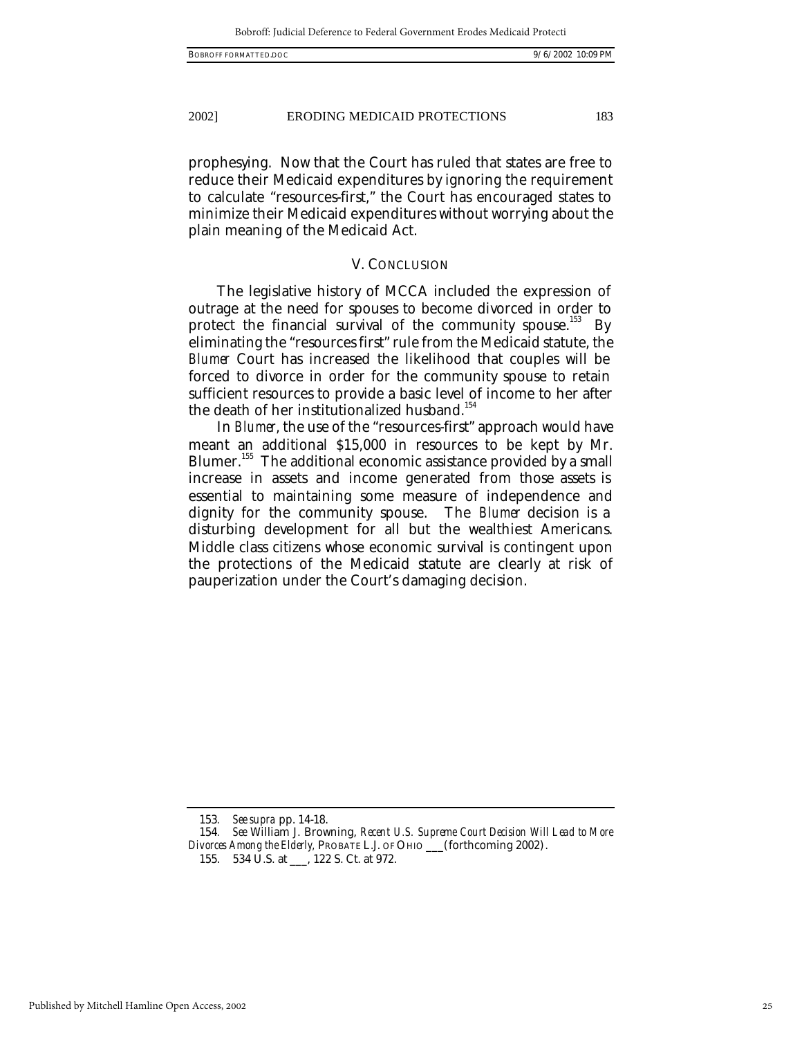prophesying. Now that the Court has ruled that states are free to reduce their Medicaid expenditures by ignoring the requirement to calculate "resources-first," the Court has encouraged states to minimize their Medicaid expenditures without worrying about the plain meaning of the Medicaid Act.

## V. CONCLUSION

The legislative history of MCCA included the expression of outrage at the need for spouses to become divorced in order to protect the financial survival of the community spouse.[153] By eliminating the "resources first" rule from the Medicaid statute, the *Blumer* Court has increased the likelihood that couples will be forced to divorce in order for the community spouse to retain sufficient resources to provide a basic level of income to her after the death of her institutionalized husband.[154]

In *Blumer*, the use of the "resources-first" approach would have meant an additional $15,000 in resources to be kept by Mr. Blumer.[155] The additional economic assistance provided by a small increase in assets and income generated from those assets is essential to maintaining some measure of independence and dignity for the community spouse. The *Blumer* decision is a disturbing development for all but the wealthiest Americans. Middle class citizens whose economic survival is contingent upon the protections of the Medicaid statute are clearly at risk of pauperization under the Court's damaging decision.

---

153. *See supra* pp. 14-18.

154. *See* William J. Browning, *Recent U.S. Supreme Court Decision Will Lead to More Divorces Among the Elderly*, PROBATE L.J. OF OHIO ___ (forthcoming 2002).

155. 534 U.S. at ___, 122 S. Ct. at 972.